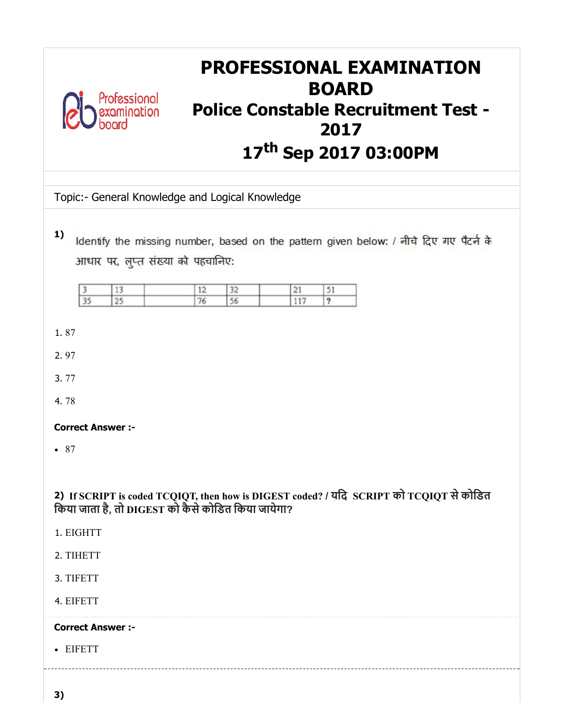# PROFESSIONAL EXAMINATION BOARD

## Police Constable Recruitment Test - 2017

## 17th Sep 2017 03:00PM

Topic:- General Knowledge and Logical Knowledge

**1)** Identify the missing number, based on the pattern given below: / नीचे दिए गए पैटर्न के आधार पर, लुप्त संख्या को पहचानिए:

| 3 | 13 | | 12 | 32 | | 21 | 51 |
|---|---|---|---|---|---|---|---|
| 35 | 25 | | 76 | 56 | | 117 | ? |

1. 87
2. 97
3. 77
4. 78

**Correct Answer :-**

- 87

**2) If SCRIPT is coded TCQIQT, then how is DIGEST coded? / यदि SCRIPT को TCQIQT से कोडित किया जाता है, तो DIGEST को कैसे कोडित किया जायेगा?**

1. EIGHTT
2. TIHETT
3. TIFETT
4. EIFETT

**Correct Answer :-**

- EIFETT

**3)**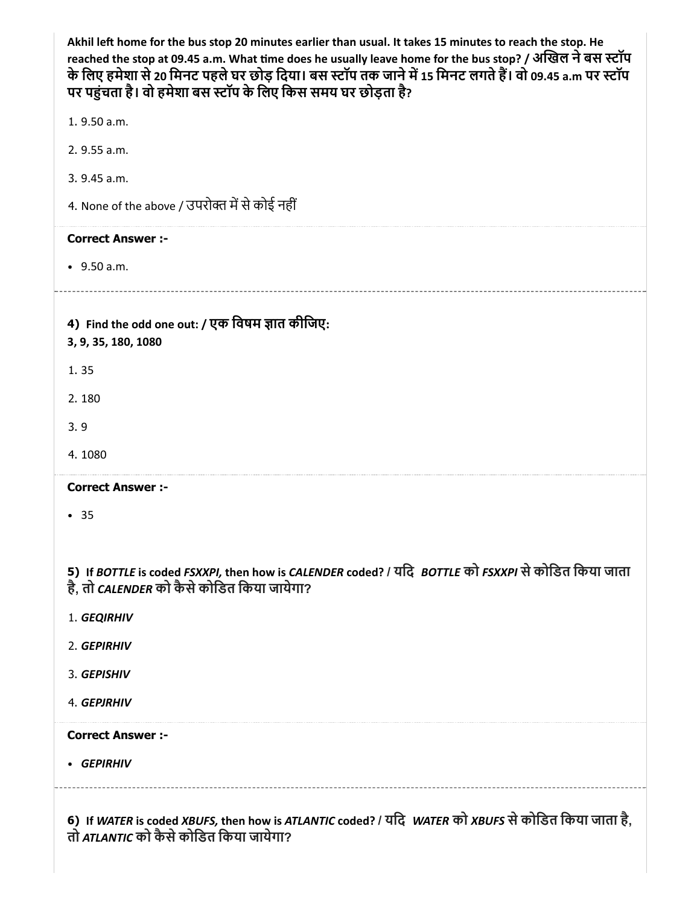Akhil left home for the bus stop 20 minutes earlier than usual. It takes 15 minutes to reach the stop. He reached the stop at 09.45 a.m. What time does he usually leave home for the bus stop? / **अखिल ने बस स्टॉप के लिए हमेशा से 20 मिनट पहले घर छोड़ दिया। बस स्टॉप तक जाने में 15 मिनट लगते हैं। वो 09.45 a.m पर स्टॉप पर पहुंचता है। वो हमेशा बस स्टॉप के लिए किस समय घर छोड़ता है?**

1. 9.50 a.m.
2. 9.55 a.m.
3. 9.45 a.m.
4. None of the above / उपरोक्त में से कोई नहीं

**Correct Answer :-**

- 9.50 a.m.

**4) Find the odd one out: / एक विषम ज्ञात कीजिए:**
**3, 9, 35, 180, 1080**

1. 35
2. 180
3. 9
4. 1080

**Correct Answer :-**

- 35

**5) If *BOTTLE* is coded *FSXXPI*, then how is *CALENDER* coded? / यदि *BOTTLE* को *FSXXPI* से कोडित किया जाता है, तो *CALENDER* को कैसे कोडित किया जायेगा?**

1. ***GEQIRHIV***
2. ***GEPIRHIV***
3. ***GEPISHIV***
4. ***GEPJRHIV***

**Correct Answer :-**

- ***GEPIRHIV***

**6) If *WATER* is coded *XBUFS*, then how is *ATLANTIC* coded? / यदि *WATER* को *XBUFS* से कोडित किया जाता है, तो *ATLANTIC* को कैसे कोडित किया जायेगा?**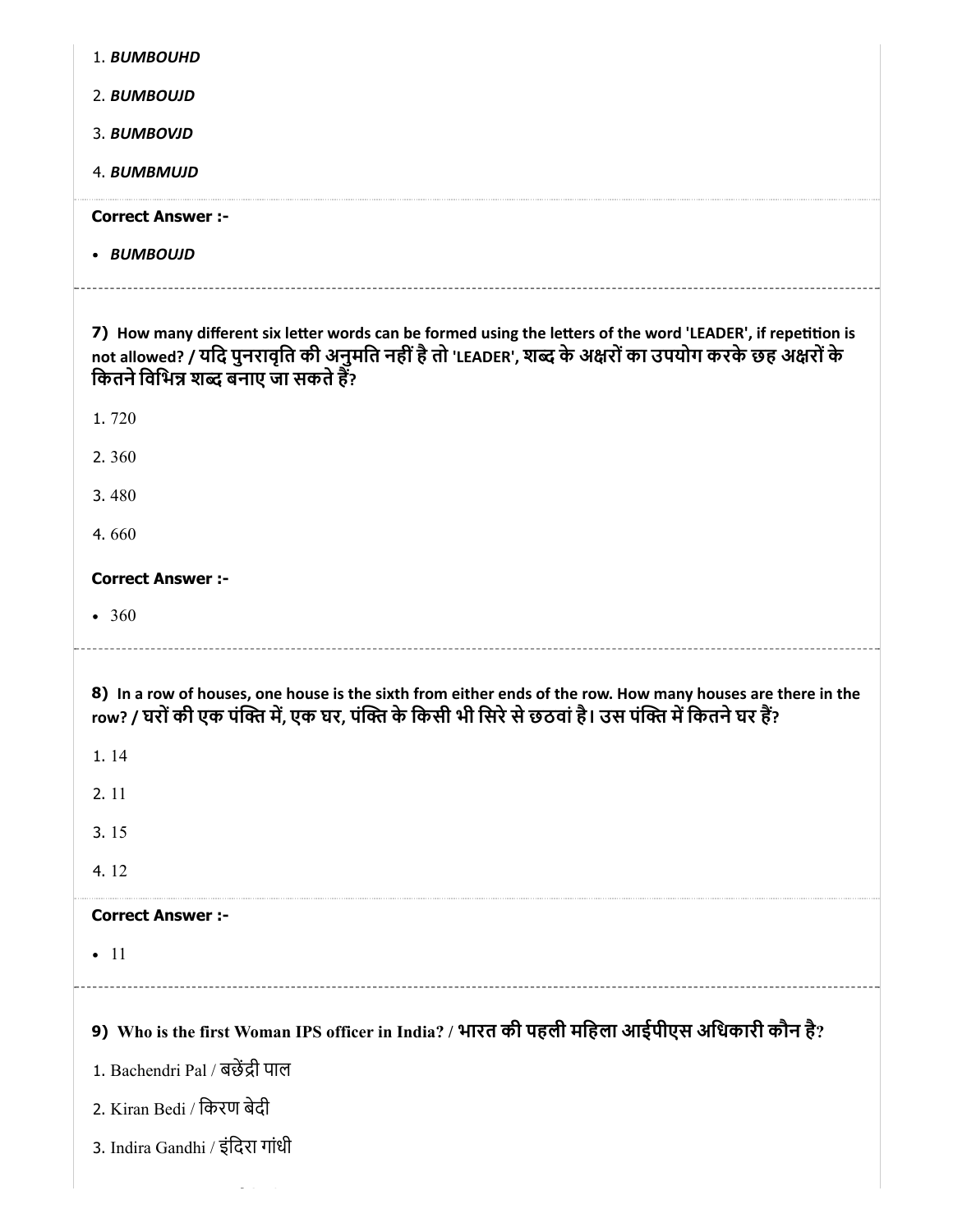1. *BUMBOUHD*

2. *BUMBOUJD*

3. *BUMBOVJD*

4. *BUMBMUJD*

**Correct Answer :-**

- *BUMBOUJD*

---

**7)** **How many different six letter words can be formed using the letters of the word 'LEADER', if repetition is not allowed? / यदि पुनरावृत्ति की अनुमति नहीं है तो 'LEADER', शब्द के अक्षरों का उपयोग करके छह अक्षरों के कितने विभिन्न शब्द बनाए जा सकते हैं?**

1. 720

2. 360

3. 480

4. 660

**Correct Answer :-**

- 360

---

**8)** **In a row of houses, one house is the sixth from either ends of the row. How many houses are there in the row? / घरों की एक पंक्ति में, एक घर, पंक्ति के किसी भी सिरे से छठवां है। उस पंक्ति में कितने घर हैं?**

1. 14

2. 11

3. 15

4. 12

**Correct Answer :-**

- 11

---

**9)** **Who is the first Woman IPS officer in India? / भारत की पहली महिला आईपीएस अधिकारी कौन है?**

1. Bachendri Pal / बछेंद्री पाल

2. Kiran Bedi / किरण बेदी

3. Indira Gandhi / इंदिरा गांधी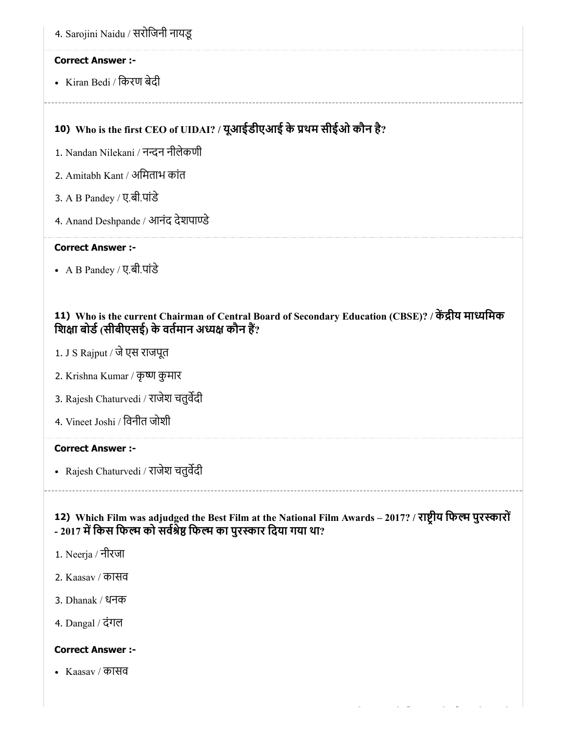4. Sarojini Naidu / सरोजिनी नायडू

**Correct Answer :-**

- Kiran Bedi / किरण बेदी

**10) Who is the first CEO of UIDAI? / यूआईडीएआई के प्रथम सीईओ कौन है?**

1. Nandan Nilekani / नन्दन नीलेकणी
2. Amitabh Kant / अमिताभ कांत
3. A B Pandey / ए.बी.पांडे
4. Anand Deshpande / आनंद देशपाण्डे

**Correct Answer :-**

- A B Pandey / ए.बी.पांडे

**11) Who is the current Chairman of Central Board of Secondary Education (CBSE)? / केंद्रीय माध्यमिक शिक्षा बोर्ड (सीबीएसई) के वर्तमान अध्यक्ष कौन हैं?**

1. J S Rajput / जे एस राजपूत
2. Krishna Kumar / कृष्ण कुमार
3. Rajesh Chaturvedi / राजेश चतुर्वेदी
4. Vineet Joshi / विनीत जोशी

**Correct Answer :-**

- Rajesh Chaturvedi / राजेश चतुर्वेदी

**12) Which Film was adjudged the Best Film at the National Film Awards – 2017? / राष्ट्रीय फिल्म पुरस्कारों - 2017 में किस फिल्म को सर्वश्रेष्ठ फिल्म का पुरस्कार दिया गया था?**

1. Neerja / नीरजा
2. Kaasav / कासव
3. Dhanak / धनक
4. Dangal / दंगल

**Correct Answer :-**

- Kaasav / कासव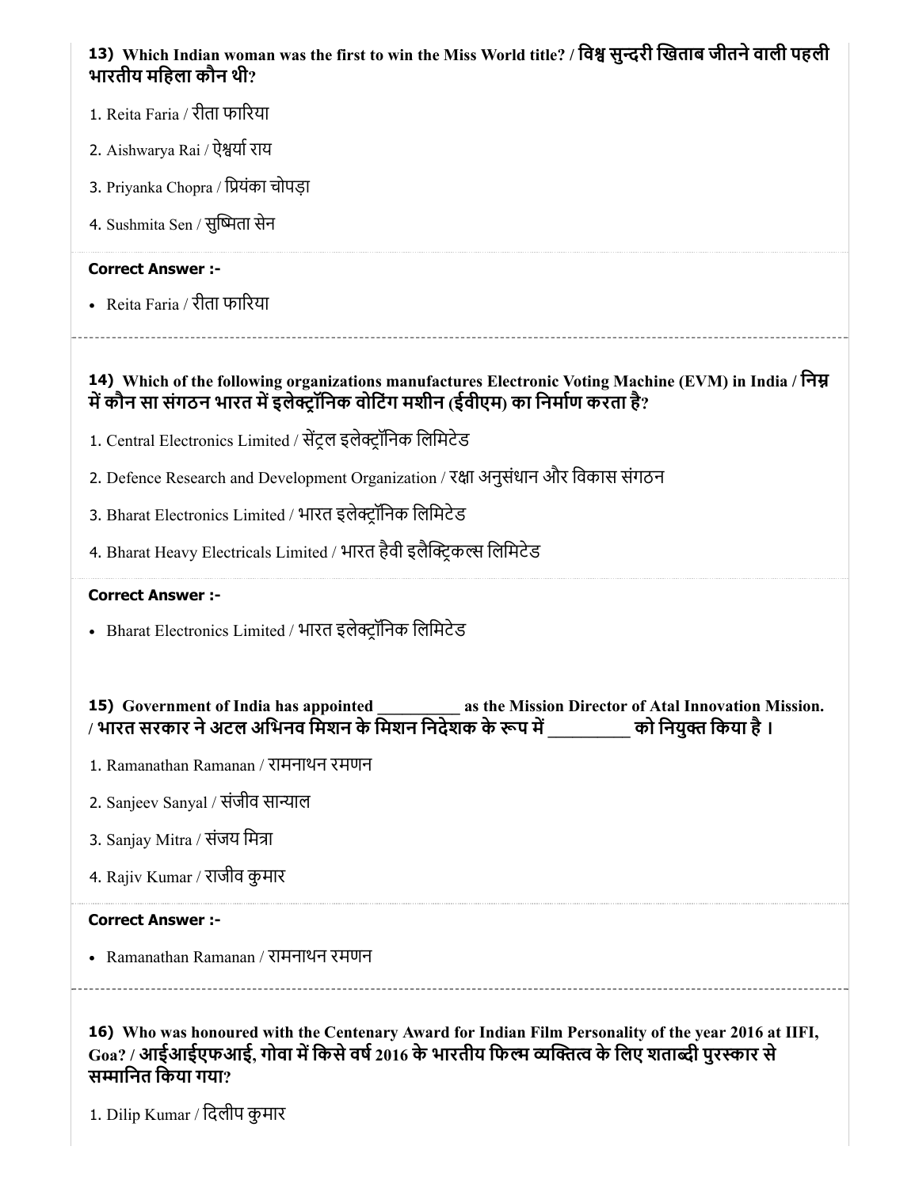**13) Which Indian woman was the first to win the Miss World title? / विश्व सुन्दरी खिताब जीतने वाली पहली भारतीय महिला कौन थी?**

1. Reita Faria / रीता फारिया
2. Aishwarya Rai / ऐश्वर्या राय
3. Priyanka Chopra / प्रियंका चोपड़ा
4. Sushmita Sen / सुष्मिता सेन

**Correct Answer :-**

- Reita Faria / रीता फारिया

---

**14) Which of the following organizations manufactures Electronic Voting Machine (EVM) in India / निम्न में कौन सा संगठन भारत में इलेक्ट्रॉनिक वोटिंग मशीन (ईवीएम) का निर्माण करता है?**

1. Central Electronics Limited / सेंट्रल इलेक्ट्रॉनिक लिमिटेड
2. Defence Research and Development Organization / रक्षा अनुसंधान और विकास संगठन
3. Bharat Electronics Limited / भारत इलेक्ट्रॉनिक लिमिटेड
4. Bharat Heavy Electricals Limited / भारत हैवी इलैक्ट्रिकल्स लिमिटेड

**Correct Answer :-**

- Bharat Electronics Limited / भारत इलेक्ट्रॉनिक लिमिटेड

---

**15) Government of India has appointed __________ as the Mission Director of Atal Innovation Mission. / भारत सरकार ने अटल अभिनव मिशन के मिशन निदेशक के रूप में __________ को नियुक्त किया है ।**

1. Ramanathan Ramanan / रामनाथन रमणन
2. Sanjeev Sanyal / संजीव सान्याल
3. Sanjay Mitra / संजय मित्रा
4. Rajiv Kumar / राजीव कुमार

**Correct Answer :-**

- Ramanathan Ramanan / रामनाथन रमणन

---

**16) Who was honoured with the Centenary Award for Indian Film Personality of the year 2016 at IIFI, Goa? / आईआईएफआई, गोवा में किसे वर्ष 2016 के भारतीय फिल्म व्यक्तित्व के लिए शताब्दी पुरस्कार से सम्मानित किया गया?**

1. Dilip Kumar / दिलीप कुमार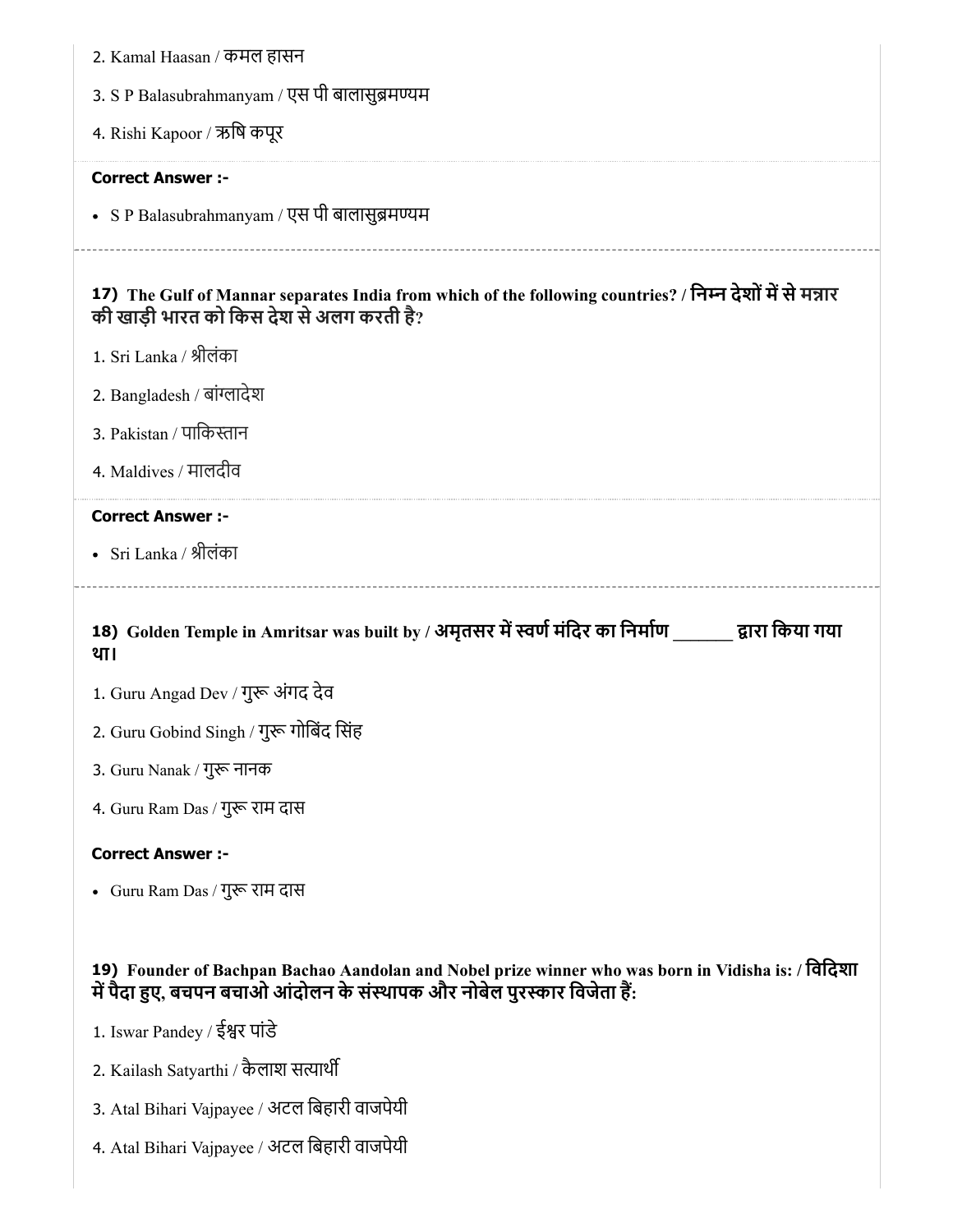2. Kamal Haasan / कमल हासन

3. S P Balasubrahmanyam / एस पी बालासुब्रमण्यम

4. Rishi Kapoor / ऋषि कपूर

**Correct Answer :-**

- S P Balasubrahmanyam / एस पी बालासुब्रमण्यम

---

**17) The Gulf of Mannar separates India from which of the following countries? / निम्न देशों में से मन्नार की खाड़ी भारत को किस देश से अलग करती है?**

1. Sri Lanka / श्रीलंका

2. Bangladesh / बांग्लादेश

3. Pakistan / पाकिस्तान

4. Maldives / मालदीव

**Correct Answer :-**

- Sri Lanka / श्रीलंका

---

**18) Golden Temple in Amritsar was built by / अमृतसर में स्वर्ण मंदिर का निर्माण _______ द्वारा किया गया था।**

1. Guru Angad Dev / गुरू अंगद देव

2. Guru Gobind Singh / गुरू गोबिंद सिंह

3. Guru Nanak / गुरू नानक

4. Guru Ram Das / गुरू राम दास

**Correct Answer :-**

- Guru Ram Das / गुरू राम दास

**19) Founder of Bachpan Bachao Aandolan and Nobel prize winner who was born in Vidisha is: / विदिशा में पैदा हुए, बचपन बचाओ आंदोलन के संस्थापक और नोबेल पुरस्कार विजेता हैं:**

1. Iswar Pandey / ईश्वर पांडे

2. Kailash Satyarthi / कैलाश सत्यार्थी

3. Atal Bihari Vajpayee / अटल बिहारी वाजपेयी

4. Atal Bihari Vajpayee / अटल बिहारी वाजपेयी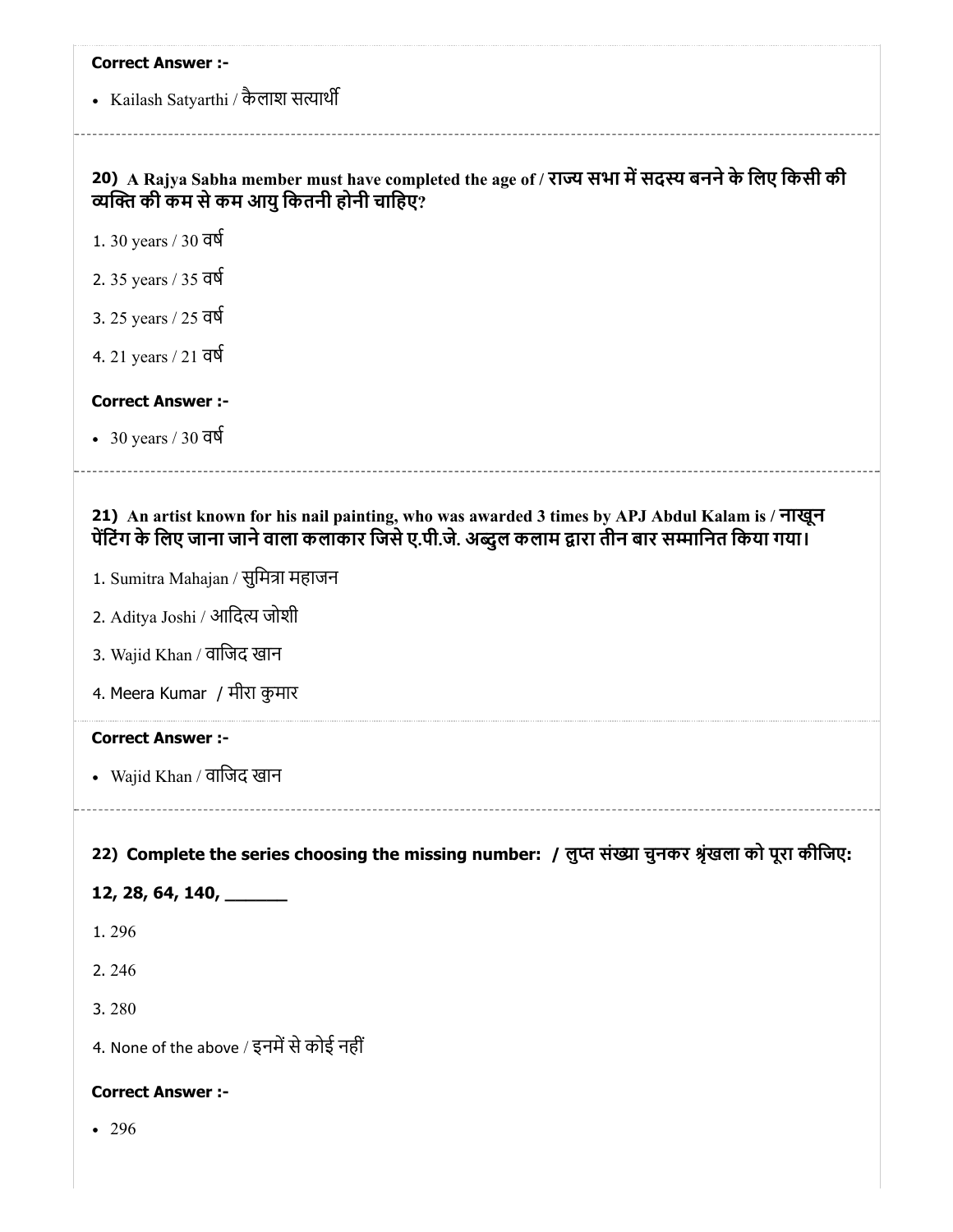**Correct Answer :-**

- Kailash Satyarthi / कैलाश सत्यार्थी

**20) A Rajya Sabha member must have completed the age of / राज्य सभा में सदस्य बनने के लिए किसी की व्यक्ति की कम से कम आयु कितनी होनी चाहिए?**

1. 30 years / 30 वर्ष
2. 35 years / 35 वर्ष
3. 25 years / 25 वर्ष
4. 21 years / 21 वर्ष

**Correct Answer :-**

- 30 years / 30 वर्ष

**21) An artist known for his nail painting, who was awarded 3 times by APJ Abdul Kalam is / नाखून पेंटिंग के लिए जाना जाने वाला कलाकार जिसे ए.पी.जे. अब्दुल कलाम द्वारा तीन बार सम्मानित किया गया।**

1. Sumitra Mahajan / सुमित्रा महाजन
2. Aditya Joshi / आदित्य जोशी
3. Wajid Khan / वाजिद खान
4. Meera Kumar / मीरा कुमार

**Correct Answer :-**

- Wajid Khan / वाजिद खान

**22) Complete the series choosing the missing number: / लुप्त संख्या चुनकर श्रृंखला को पूरा कीजिए:**

**12, 28, 64, 140, _______**

1. 296
2. 246
3. 280
4. None of the above / इनमें से कोई नहीं

**Correct Answer :-**

- 296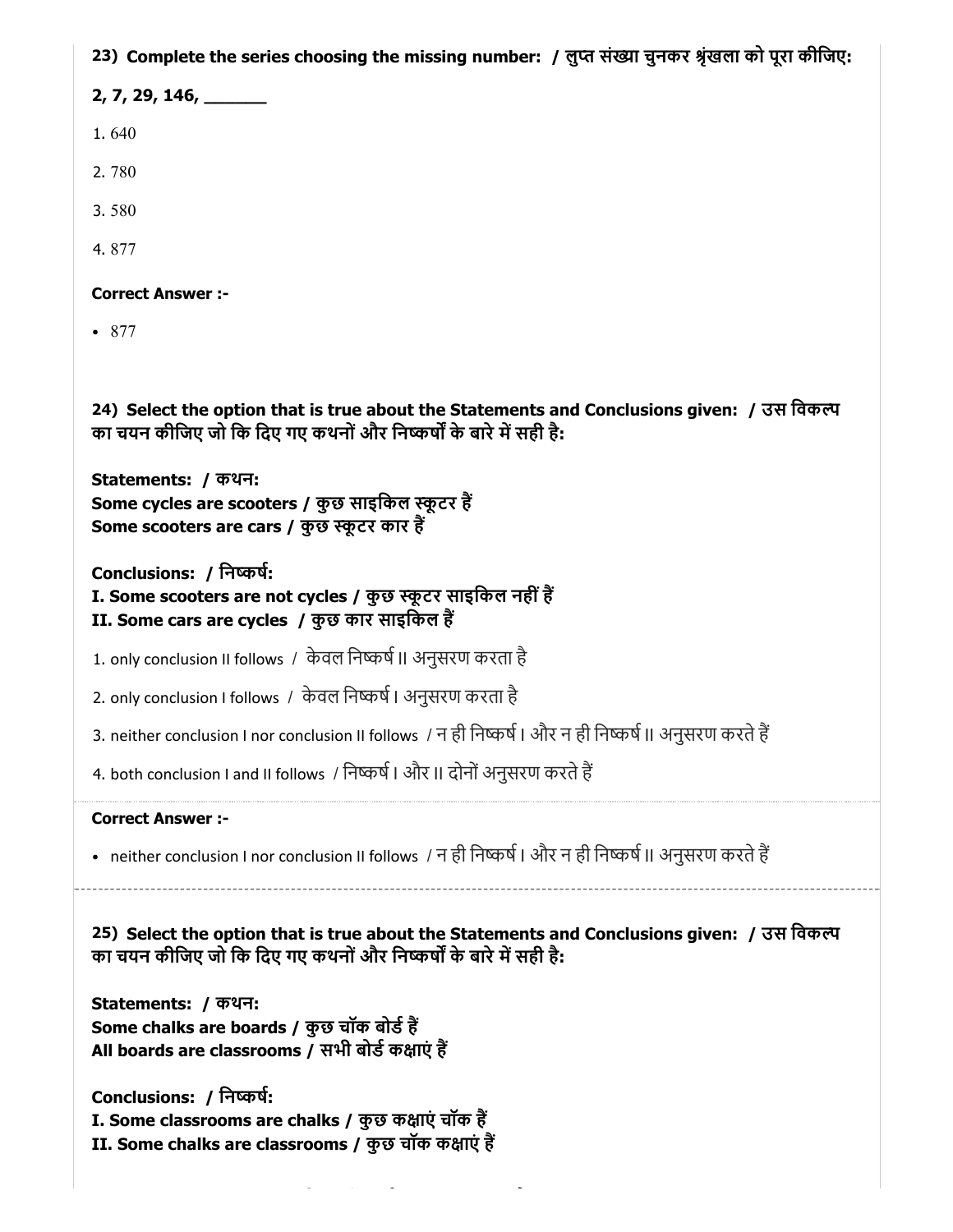**23) Complete the series choosing the missing number: / लुप्त संख्या चुनकर श्रृंखला को पूरा कीजिए:**

**2, 7, 29, 146, \_\_\_\_\_\_\_**

1. 640
2. 780
3. 580
4. 877

**Correct Answer :-**

- 877

**24) Select the option that is true about the Statements and Conclusions given: / उस विकल्प का चयन कीजिए जो कि दिए गए कथनों और निष्कर्षों के बारे में सही है:**

**Statements: / कथन:**
**Some cycles are scooters / कुछ साइकिल स्कूटर हैं**
**Some scooters are cars / कुछ स्कूटर कार हैं**

**Conclusions: / निष्कर्ष:**
**I. Some scooters are not cycles / कुछ स्कूटर साइकिल नहीं हैं**
**II. Some cars are cycles / कुछ कार साइकिल हैं**

1. only conclusion II follows / केवल निष्कर्ष II अनुसरण करता है
2. only conclusion I follows / केवल निष्कर्ष I अनुसरण करता है
3. neither conclusion I nor conclusion II follows / न ही निष्कर्ष I और न ही निष्कर्ष II अनुसरण करते हैं
4. both conclusion I and II follows / निष्कर्ष I और II दोनों अनुसरण करते हैं

**Correct Answer :-**

- neither conclusion I nor conclusion II follows / न ही निष्कर्ष I और न ही निष्कर्ष II अनुसरण करते हैं

**25) Select the option that is true about the Statements and Conclusions given: / उस विकल्प का चयन कीजिए जो कि दिए गए कथनों और निष्कर्षों के बारे में सही है:**

**Statements: / कथन:**
**Some chalks are boards / कुछ चॉक बोर्ड हैं**
**All boards are classrooms / सभी बोर्ड कक्षाएं हैं**

**Conclusions: / निष्कर्ष:**
**I. Some classrooms are chalks / कुछ कक्षाएं चॉक हैं**
**II. Some chalks are classrooms / कुछ चॉक कक्षाएं हैं**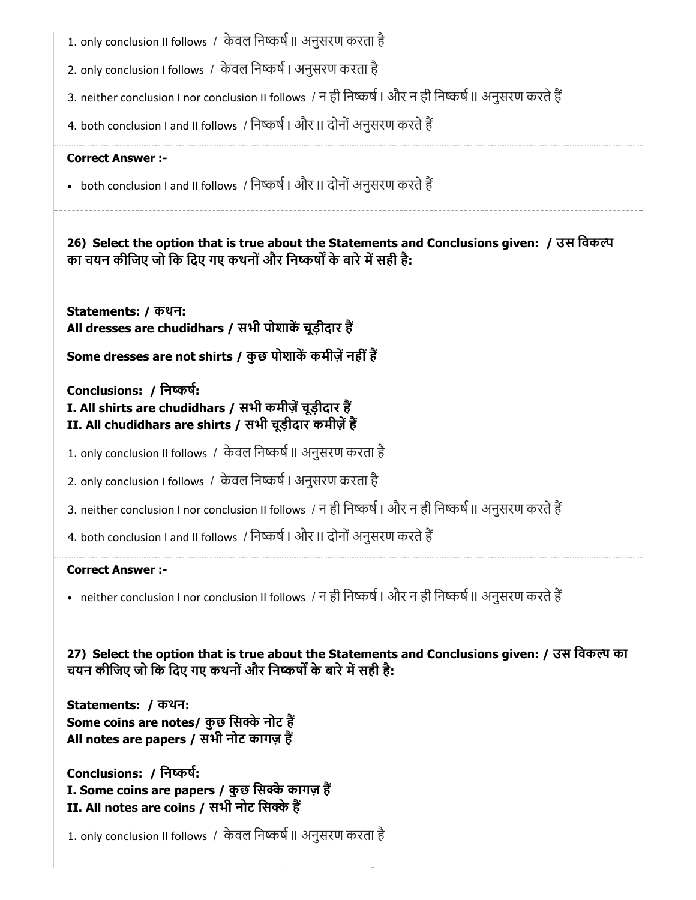1. only conclusion II follows / केवल निष्कर्ष II अनुसरण करता है

2. only conclusion I follows / केवल निष्कर्ष I अनुसरण करता है

3. neither conclusion I nor conclusion II follows / न ही निष्कर्ष I और न ही निष्कर्ष II अनुसरण करते हैं

4. both conclusion I and II follows / निष्कर्ष I और II दोनों अनुसरण करते हैं

**Correct Answer :-**

- both conclusion I and II follows / निष्कर्ष I और II दोनों अनुसरण करते हैं

---

**26) Select the option that is true about the Statements and Conclusions given: / उस विकल्प का चयन कीजिए जो कि दिए गए कथनों और निष्कर्षों के बारे में सही है:**

**Statements: / कथन:**
**All dresses are chudidhars / सभी पोशाकें चूड़ीदार हैं**

**Some dresses are not shirts / कुछ पोशाकें कमीज़ें नहीं हैं**

**Conclusions: / निष्कर्ष:**
**I. All shirts are chudidhars / सभी कमीज़ें चूड़ीदार हैं**
**II. All chudidhars are shirts / सभी चूड़ीदार कमीज़ें हैं**

1. only conclusion II follows / केवल निष्कर्ष II अनुसरण करता है

2. only conclusion I follows / केवल निष्कर्ष I अनुसरण करता है

3. neither conclusion I nor conclusion II follows / न ही निष्कर्ष I और न ही निष्कर्ष II अनुसरण करते हैं

4. both conclusion I and II follows / निष्कर्ष I और II दोनों अनुसरण करते हैं

**Correct Answer :-**

- neither conclusion I nor conclusion II follows / न ही निष्कर्ष I और न ही निष्कर्ष II अनुसरण करते हैं

**27) Select the option that is true about the Statements and Conclusions given: / उस विकल्प का चयन कीजिए जो कि दिए गए कथनों और निष्कर्षों के बारे में सही है:**

**Statements: / कथन:**
**Some coins are notes/ कुछ सिक्के नोट हैं**
**All notes are papers / सभी नोट कागज़ हैं**

**Conclusions: / निष्कर्ष:**
**I. Some coins are papers / कुछ सिक्के कागज़ हैं**
**II. All notes are coins / सभी नोट सिक्के हैं**

1. only conclusion II follows / केवल निष्कर्ष II अनुसरण करता है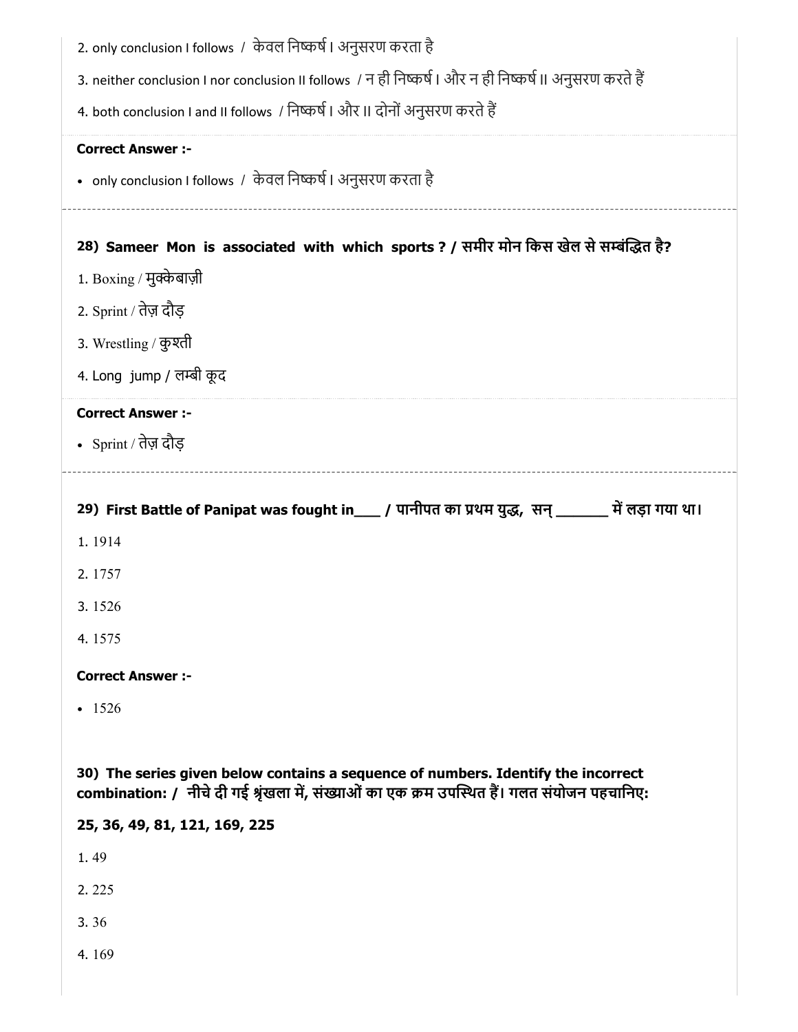2. only conclusion I follows / केवल निष्कर्ष I अनुसरण करता है

3. neither conclusion I nor conclusion II follows / न ही निष्कर्ष I और न ही निष्कर्ष II अनुसरण करते हैं

4. both conclusion I and II follows / निष्कर्ष I और II दोनों अनुसरण करते हैं

**Correct Answer :-**

- only conclusion I follows / केवल निष्कर्ष I अनुसरण करता है

---

**28) Sameer Mon is associated with which sports ? / समीर मोन किस खेल से सम्बंद्धित है?**

1. Boxing / मुक्केबाज़ी
2. Sprint / तेज़ दौड़
3. Wrestling / कुश्ती
4. Long jump / लम्बी कूद

**Correct Answer :-**

- Sprint / तेज़ दौड़

---

**29) First Battle of Panipat was fought in___ / पानीपत का प्रथम युद्ध, सन् _______ में लड़ा गया था।**

1. 1914
2. 1757
3. 1526
4. 1575

**Correct Answer :-**

- 1526

---

**30) The series given below contains a sequence of numbers. Identify the incorrect combination: / नीचे दी गई श्रृंखला में, संख्याओं का एक क्रम उपस्थित हैं। गलत संयोजन पहचानिए:**

**25, 36, 49, 81, 121, 169, 225**

1. 49
2. 225
3. 36
4. 169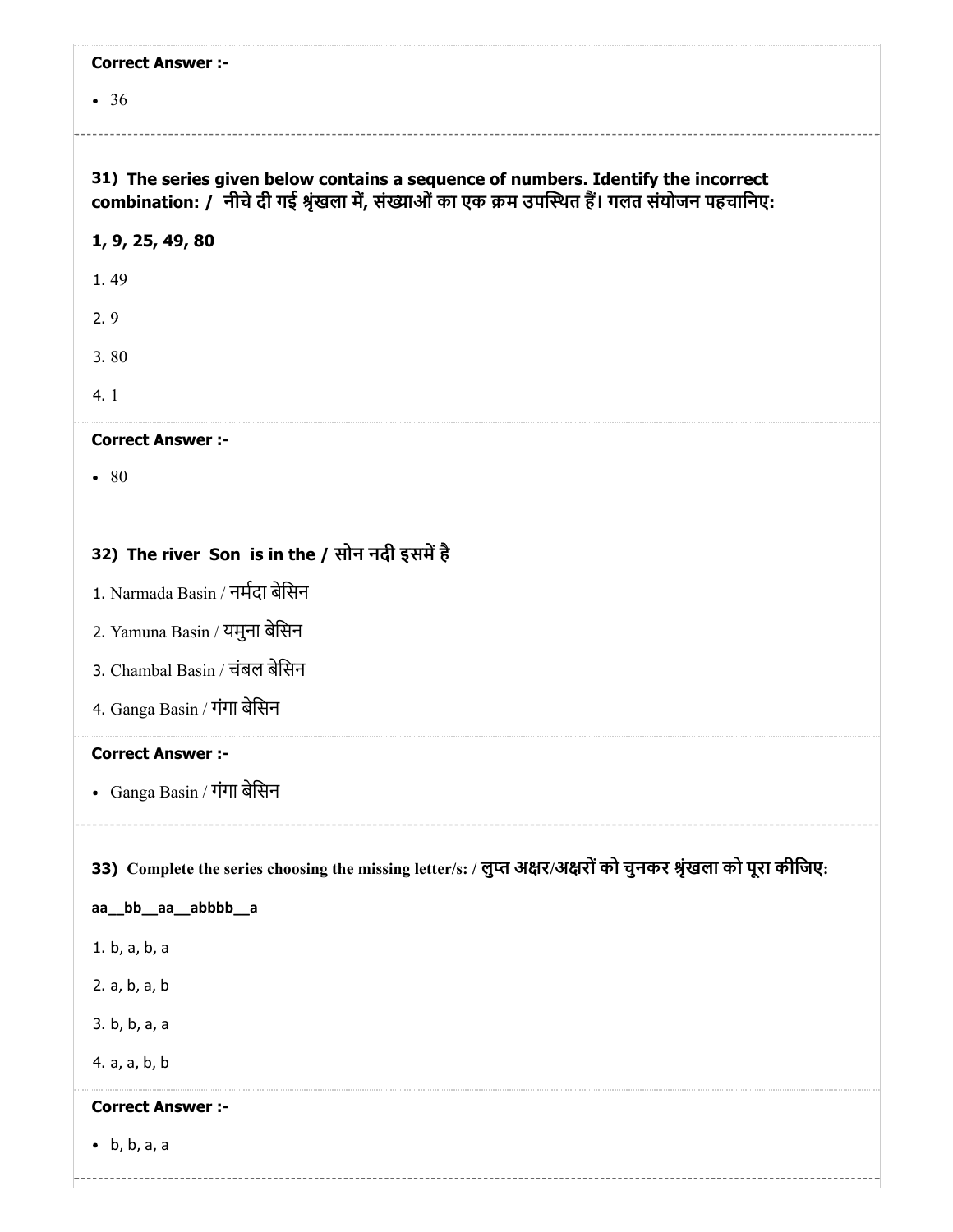**Correct Answer :-**

- 36

**31) The series given below contains a sequence of numbers. Identify the incorrect combination: / नीचे दी गई श्रृंखला में, संख्याओं का एक क्रम उपस्थित हैं। गलत संयोजन पहचानिए:**

**1, 9, 25, 49, 80**

1. 49
2. 9
3. 80
4. 1

**Correct Answer :-**

- 80

**32) The river Son is in the / सोन नदी इसमें है**

1. Narmada Basin / नर्मदा बेसिन
2. Yamuna Basin / यमुना बेसिन
3. Chambal Basin / चंबल बेसिन
4. Ganga Basin / गंगा बेसिन

**Correct Answer :-**

- Ganga Basin / गंगा बेसिन

**33) Complete the series choosing the missing letter/s: / लुप्त अक्षर/अक्षरों को चुनकर श्रृंखला को पूरा कीजिए:**

**aa__bb__aa__abbbb__a**

1. b, a, b, a
2. a, b, a, b
3. b, b, a, a
4. a, a, b, b

**Correct Answer :-**

- b, b, a, a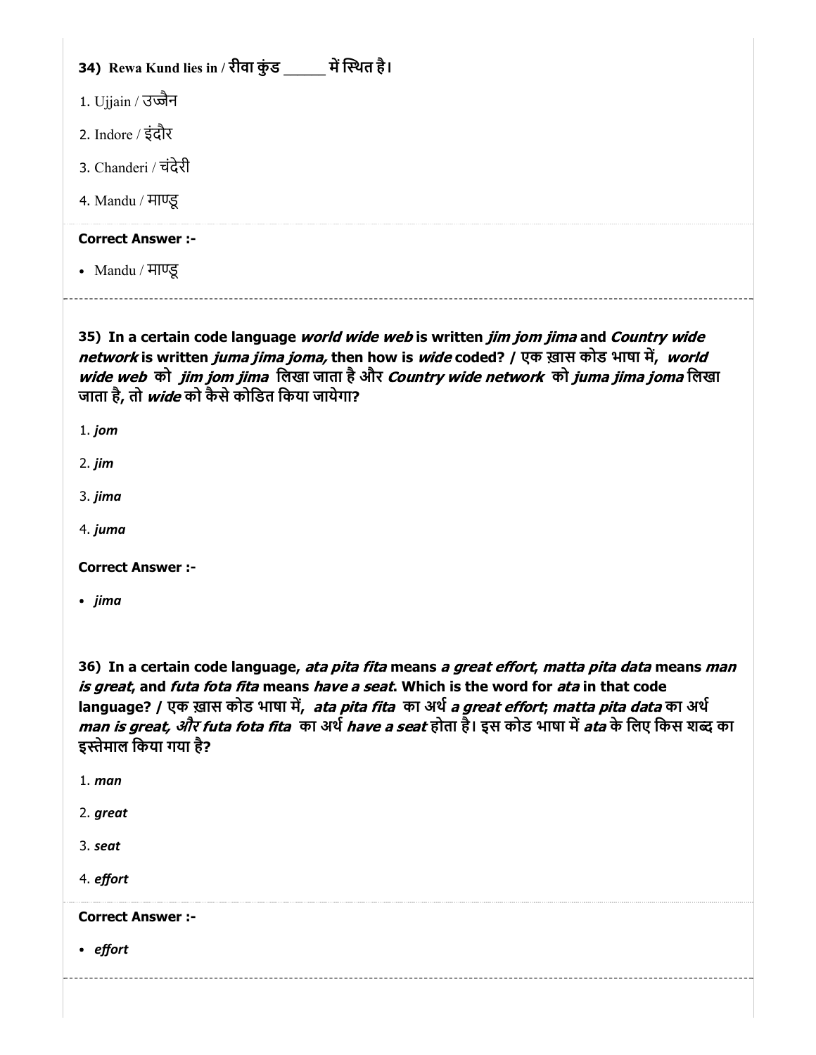**34) Rewa Kund lies in / रीवा कुंड ______ में स्थित है।**

1. Ujjain / उज्जैन
2. Indore / इंदौर
3. Chanderi / चंदेरी
4. Mandu / माण्डू

**Correct Answer :-**

- Mandu / माण्डू

---

**35) In a certain code language *world wide web* is written *jim jom jima* and *Country wide network* is written *juma jima joma,* then how is *wide* coded? / एक ख़ास कोड भाषा में, *world wide web* को *jim jom jima* लिखा जाता है और *Country wide network* को *juma jima joma* लिखा जाता है, तो *wide* को कैसे कोडित किया जायेगा?**

1. *jom*
2. *jim*
3. *jima*
4. *juma*

**Correct Answer :-**

- *jima*

---

**36) In a certain code language, *ata pita fita* means *a great effort*, *matta pita data* means *man is great*, and *futa fota fita* means *have a seat*. Which is the word for *ata* in that code language? / एक ख़ास कोड भाषा में, *ata pita fita* का अर्थ *a great effort*; *matta pita data* का अर्थ *man is great, और futa fota fita* का अर्थ *have a seat* होता है। इस कोड भाषा में *ata* के लिए किस शब्द का इस्तेमाल किया गया है?**

1. *man*
2. *great*
3. *seat*
4. *effort*

**Correct Answer :-**

- *effort*

---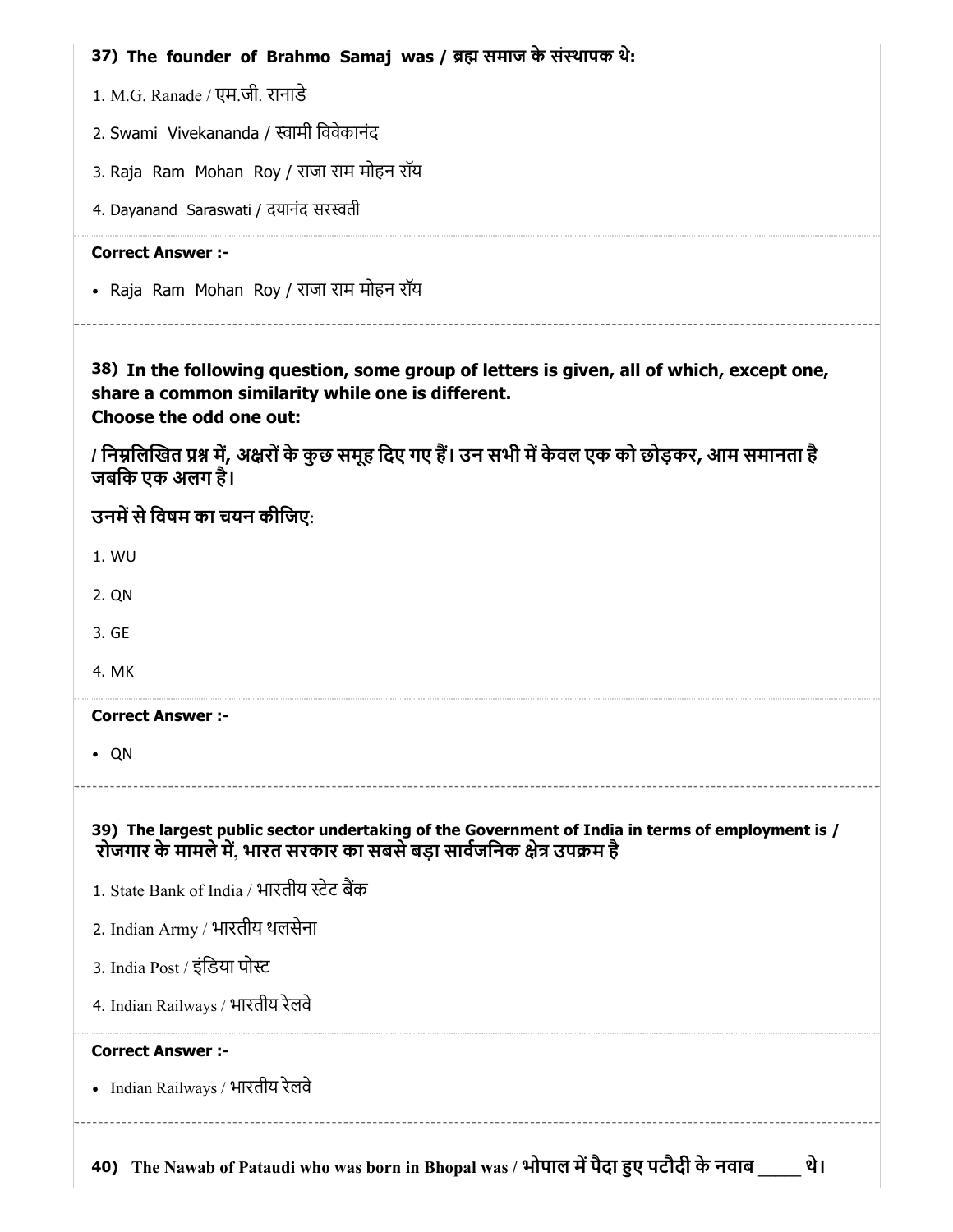**37) The founder of Brahmo Samaj was / ब्रह्म समाज के संस्थापक थे:**

1. M.G. Ranade / एम.जी. रानाडे
2. Swami Vivekananda / स्वामी विवेकानंद
3. Raja Ram Mohan Roy / राजा राम मोहन रॉय
4. Dayanand Saraswati / दयानंद सरस्वती

**Correct Answer :-**

- Raja Ram Mohan Roy / राजा राम मोहन रॉय

---

**38) In the following question, some group of letters is given, all of which, except one, share a common similarity while one is different.**
**Choose the odd one out:**

**/ निम्नलिखित प्रश्न में, अक्षरों के कुछ समूह दिए गए हैं। उन सभी में केवल एक को छोड़कर, आम समानता है जबकि एक अलग है।**

**उनमें से विषम का चयन कीजिए:**

1. WU
2. QN
3. GE
4. MK

**Correct Answer :-**

- QN

---

**39) The largest public sector undertaking of the Government of India in terms of employment is / रोजगार के मामले में, भारत सरकार का सबसे बड़ा सार्वजनिक क्षेत्र उपक्रम है**

1. State Bank of India / भारतीय स्टेट बैंक
2. Indian Army / भारतीय थलसेना
3. India Post / इंडिया पोस्ट
4. Indian Railways / भारतीय रेलवे

**Correct Answer :-**

- Indian Railways / भारतीय रेलवे

---

**40) The Nawab of Pataudi who was born in Bhopal was / भोपाल में पैदा हुए पटौदी के नवाब _____ थे।**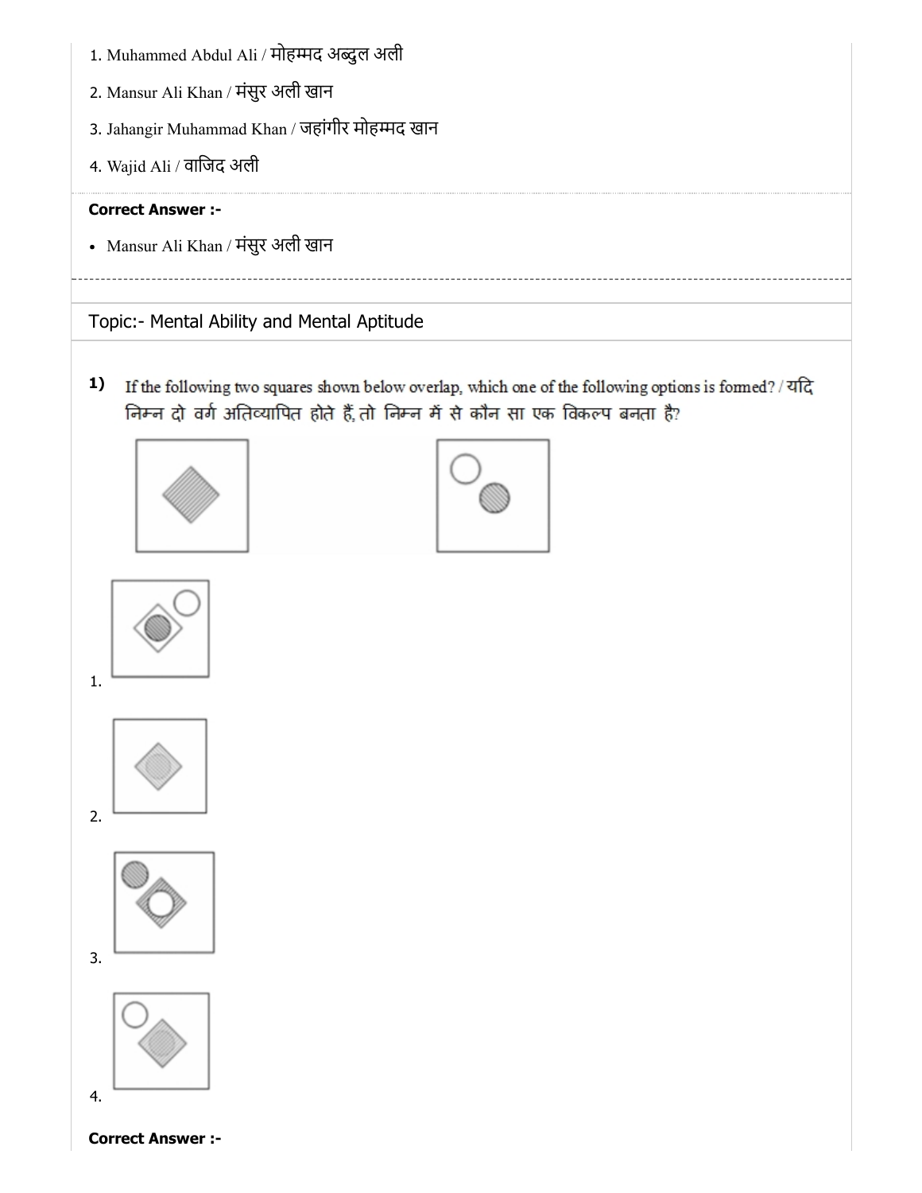1. Muhammed Abdul Ali / मोहम्मद अब्दुल अली
2. Mansur Ali Khan / मंसुर अली खान
3. Jahangir Muhammad Khan / जहांगीर मोहम्मद खान
4. Wajid Ali / वाजिद अली

**Correct Answer :-**

- Mansur Ali Khan / मंसुर अली खान

## Topic:- Mental Ability and Mental Aptitude

**1)** If the following two squares shown below overlap, which one of the following options is formed? / यदि निम्न दो वर्ग अतिव्यापित होते हैं, तो निम्न में से कौन सा एक विकल्प बनता है?

1.

2.

3.

4.

**Correct Answer :-**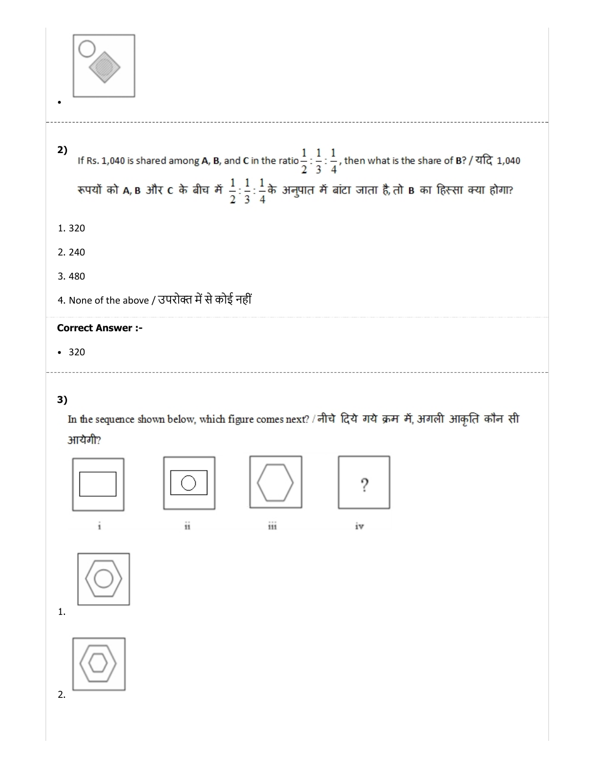- 

2)

If Rs. 1,040 is shared among **A**, **B**, and **C** in the ratio $\frac{1}{2}:\frac{1}{3}:\frac{1}{4}$, then what is the share of **B**? / यदि 1,040 रूपयों को **A**, **B** और **C** के बीच में $\frac{1}{2}:\frac{1}{3}:\frac{1}{4}$ के अनुपात में बांटा जाता है, तो **B** का हिस्सा क्या होगा?

1. 320
2. 240
3. 480
4. None of the above / उपरोक्त में से कोई नहीं

**Correct Answer :-**

- 320

3)

In the sequence shown below, which figure comes next? / नीचे दिये गये क्रम में, अगली आकृति कौन सी आयेगी?

i ii iii iv

1.

2.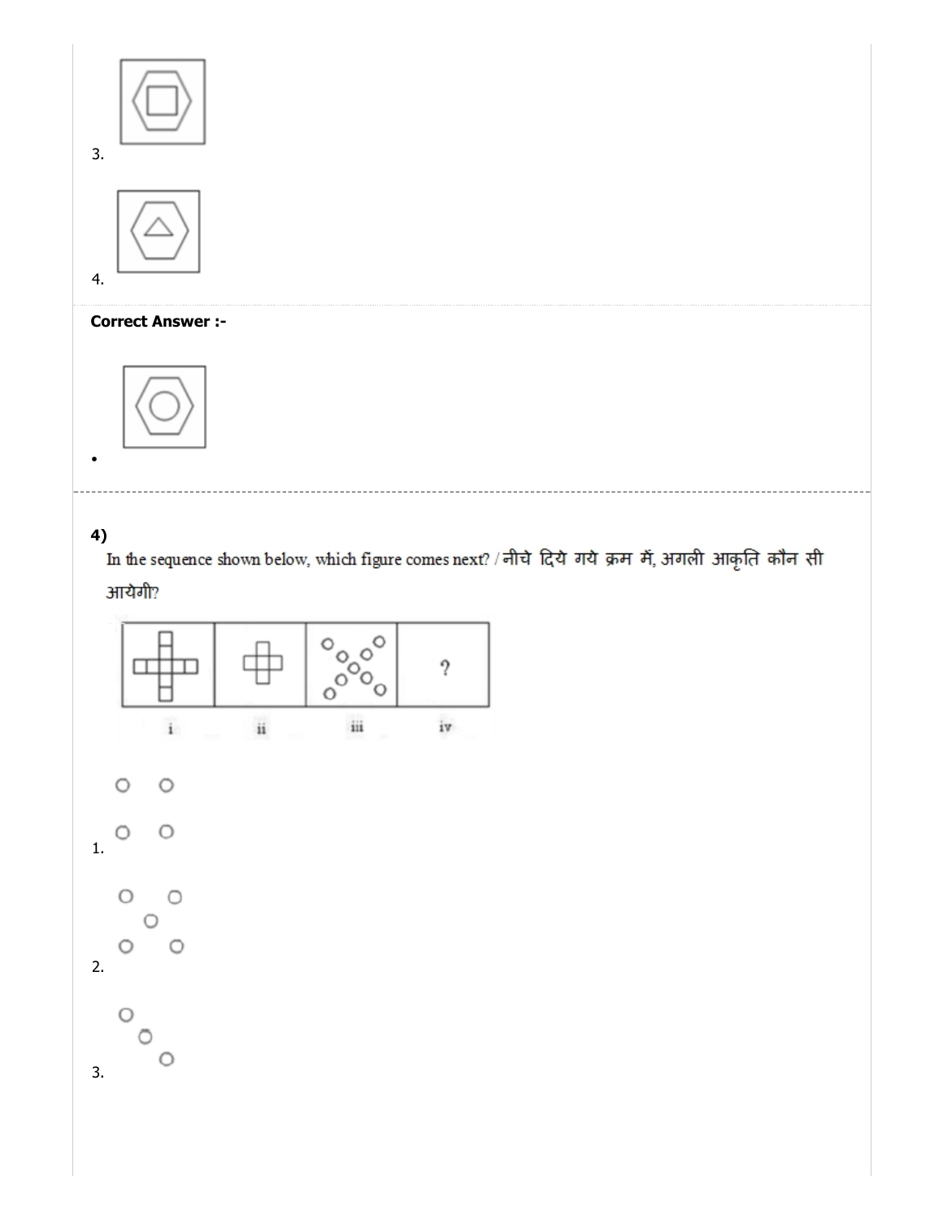3.

4.

**Correct Answer :-**

•

---

**4)**

In the sequence shown below, which figure comes next? / नीचे दिये गये क्रम में, अगली आकृति कौन सी आयेगी?

| i | ii | iii | iv |
|---|---|---|---|
| | | | ? |

1.

2.

3.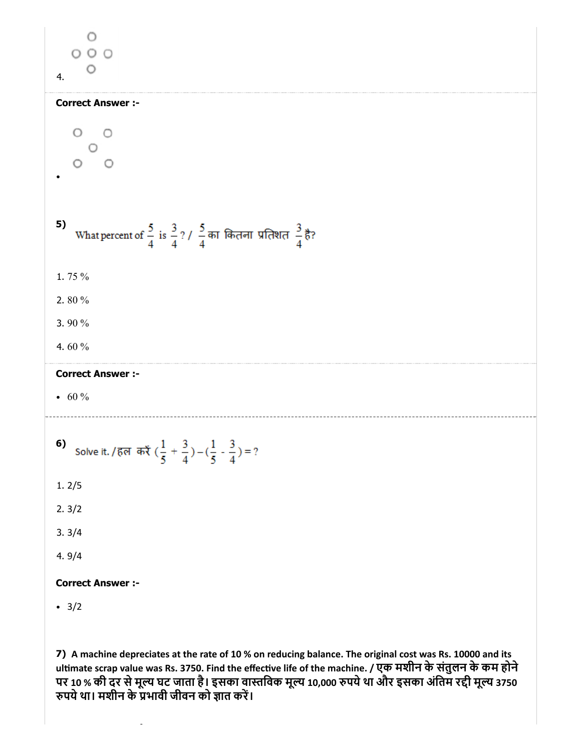4. (figure: circles arranged in a plus/cross pattern)

**Correct Answer :-**

- (figure: circles arranged in an X pattern)

**5)** What percent of $\frac{5}{4}$ is $\frac{3}{4}$? / $\frac{5}{4}$ का कितना प्रतिशत $\frac{3}{4}$ है?

1. 75 %
2. 80 %
3. 90 %
4. 60 %

**Correct Answer :-**

- 60 %

**6)** Solve it. / हल करें $(\frac{1}{5} + \frac{3}{4}) - (\frac{1}{5} - \frac{3}{4}) = ?$

1. 2/5
2. 3/2
3. 3/4
4. 9/4

**Correct Answer :-**

- 3/2

**7) A machine depreciates at the rate of 10 % on reducing balance. The original cost was Rs. 10000 and its ultimate scrap value was Rs. 3750. Find the effective life of the machine. / एक मशीन के संतुलन के कम होने पर 10 % की दर से मूल्य घट जाता है। इसका वास्तविक मूल्य 10,000 रुपये था और इसका अंतिम रद्दी मूल्य 3750 रुपये था। मशीन के प्रभावी जीवन को ज्ञात करें।**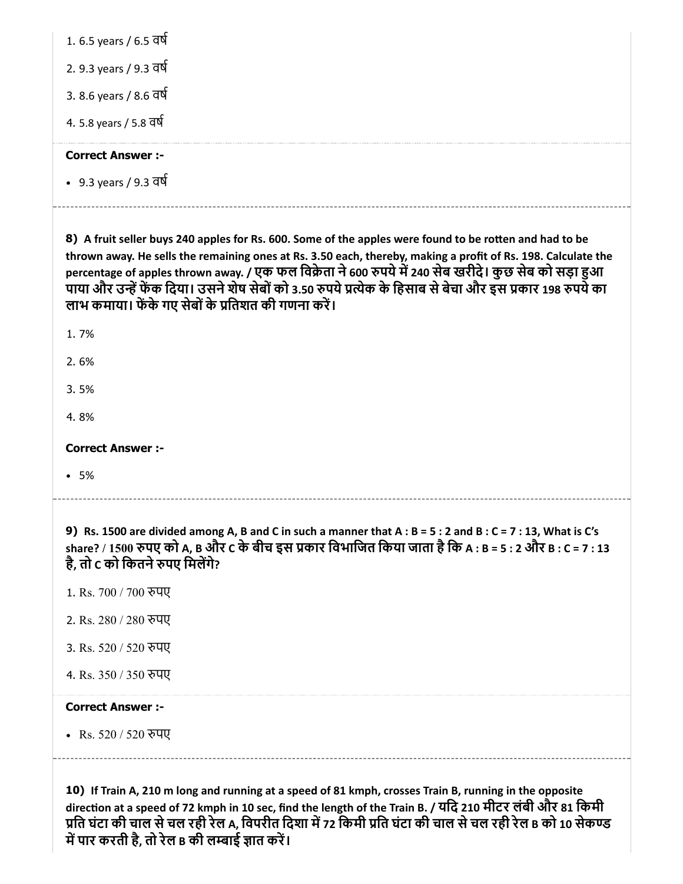1. 6.5 years / 6.5 वर्ष

2. 9.3 years / 9.3 वर्ष

3. 8.6 years / 8.6 वर्ष

4. 5.8 years / 5.8 वर्ष

**Correct Answer :-**

- 9.3 years / 9.3 वर्ष

---

**8) A fruit seller buys 240 apples for Rs. 600. Some of the apples were found to be rotten and had to be thrown away. He sells the remaining ones at Rs. 3.50 each, thereby, making a profit of Rs. 198. Calculate the percentage of apples thrown away. / एक फल विक्रेता ने 600 रुपये में 240 सेब खरीदे। कुछ सेब को सड़ा हुआ पाया और उन्हें फेंक दिया। उसने शेष सेबों को 3.50 रुपये प्रत्येक के हिसाब से बेचा और इस प्रकार 198 रुपये का लाभ कमाया। फेंके गए सेबों के प्रतिशत की गणना करें।**

1. 7%

2. 6%

3. 5%

4. 8%

**Correct Answer :-**

- 5%

---

**9) Rs. 1500 are divided among A, B and C in such a manner that A : B = 5 : 2 and B : C = 7 : 13, What is C's share? / 1500 रुपए को A, B और C के बीच इस प्रकार विभाजित किया जाता है कि A : B = 5 : 2 और B : C = 7 : 13 है, तो C को कितने रुपए मिलेंगे?**

1. Rs. 700 / 700 रुपए

2. Rs. 280 / 280 रुपए

3. Rs. 520 / 520 रुपए

4. Rs. 350 / 350 रुपए

**Correct Answer :-**

- Rs. 520 / 520 रुपए

---

**10) If Train A, 210 m long and running at a speed of 81 kmph, crosses Train B, running in the opposite direction at a speed of 72 kmph in 10 sec, find the length of the Train B. / यदि 210 मीटर लंबी और 81 किमी प्रति घंटा की चाल से चल रही रेल A, विपरीत दिशा में 72 किमी प्रति घंटा की चाल से चल रही रेल B को 10 सेकण्ड में पार करती है, तो रेल B की लम्बाई ज्ञात करें।**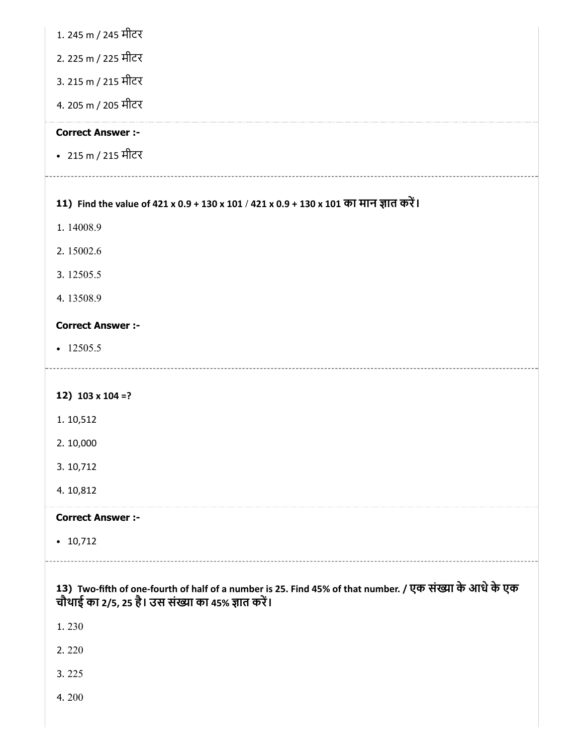1. 245 m / 245 मीटर

2. 225 m / 225 मीटर

3. 215 m / 215 मीटर

4. 205 m / 205 मीटर

**Correct Answer :-**

- 215 m / 215 मीटर

---

**11) Find the value of 421 x 0.9 + 130 x 101 / 421 x 0.9 + 130 x 101 का मान ज्ञात करें।**

1. 14008.9

2. 15002.6

3. 12505.5

4. 13508.9

**Correct Answer :-**

- 12505.5

---

**12) 103 x 104 =?**

1. 10,512

2. 10,000

3. 10,712

4. 10,812

**Correct Answer :-**

- 10,712

---

**13) Two-fifth of one-fourth of half of a number is 25. Find 45% of that number. / एक संख्या के आधे के एक चौथाई का 2/5, 25 है। उस संख्या का 45% ज्ञात करें।**

1. 230

2. 220

3. 225

4. 200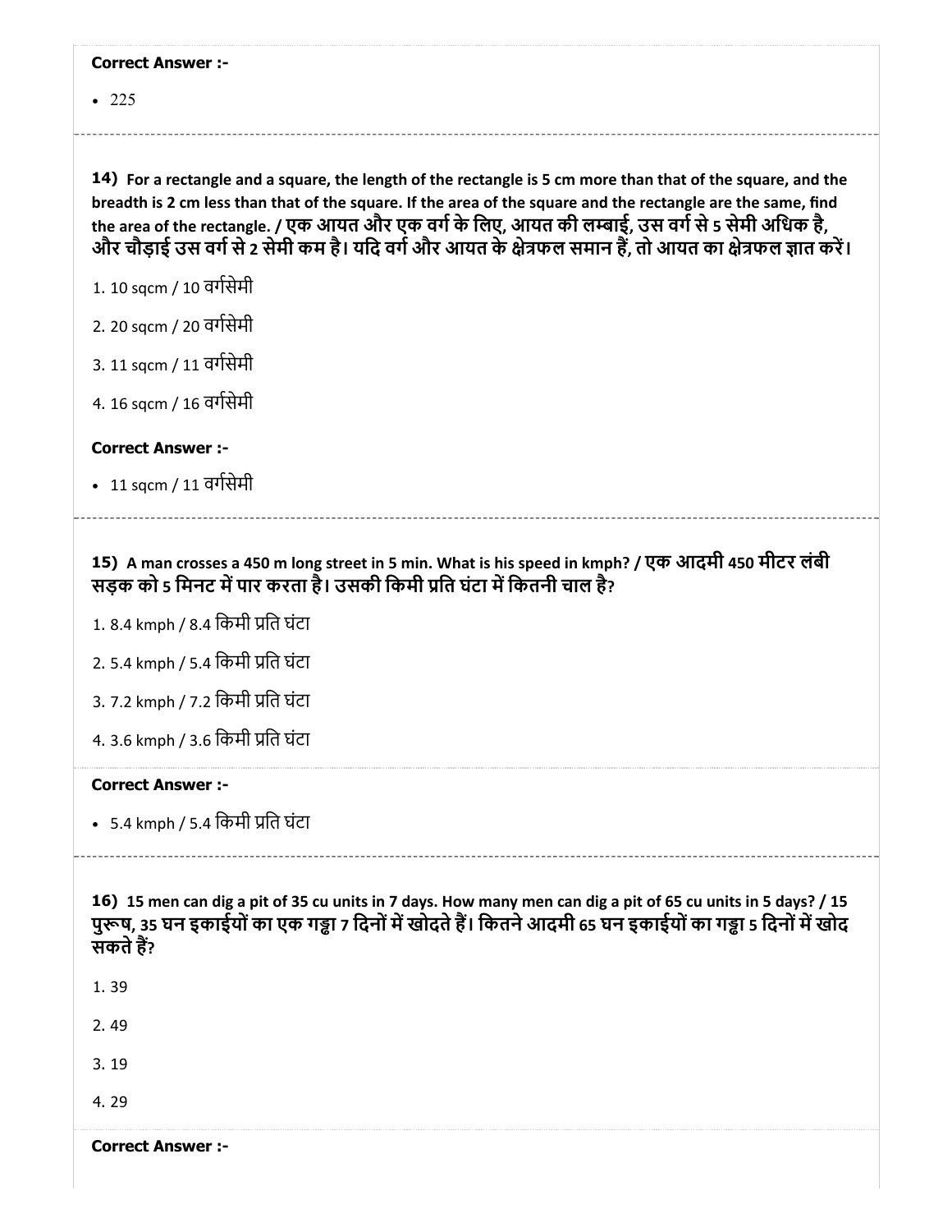**Correct Answer :-**

- 225

---

**14)** **For a rectangle and a square, the length of the rectangle is 5 cm more than that of the square, and the breadth is 2 cm less than that of the square. If the area of the square and the rectangle are the same, find the area of the rectangle. / एक आयत और एक वर्ग के लिए, आयत की लम्बाई, उस वर्ग से 5 सेमी अधिक है, और चौड़ाई उस वर्ग से 2 सेमी कम है। यदि वर्ग और आयत के क्षेत्रफल समान हैं, तो आयत का क्षेत्रफल ज्ञात करें।**

1. 10 sqcm / 10 वर्गसेमी
2. 20 sqcm / 20 वर्गसेमी
3. 11 sqcm / 11 वर्गसेमी
4. 16 sqcm / 16 वर्गसेमी

**Correct Answer :-**

- 11 sqcm / 11 वर्गसेमी

---

**15)** **A man crosses a 450 m long street in 5 min. What is his speed in kmph? / एक आदमी 450 मीटर लंबी सड़क को 5 मिनट में पार करता है। उसकी किमी प्रति घंटा में कितनी चाल है?**

1. 8.4 kmph / 8.4 किमी प्रति घंटा
2. 5.4 kmph / 5.4 किमी प्रति घंटा
3. 7.2 kmph / 7.2 किमी प्रति घंटा
4. 3.6 kmph / 3.6 किमी प्रति घंटा

**Correct Answer :-**

- 5.4 kmph / 5.4 किमी प्रति घंटा

---

**16)** **15 men can dig a pit of 35 cu units in 7 days. How many men can dig a pit of 65 cu units in 5 days? / 15 पुरूष, 35 घन इकाईयों का एक गड्ढा 7 दिनों में खोदते हैं। कितने आदमी 65 घन इकाईयों का गड्ढा 5 दिनों में खोद सकते हैं?**

1. 39
2. 49
3. 19
4. 29

**Correct Answer :-**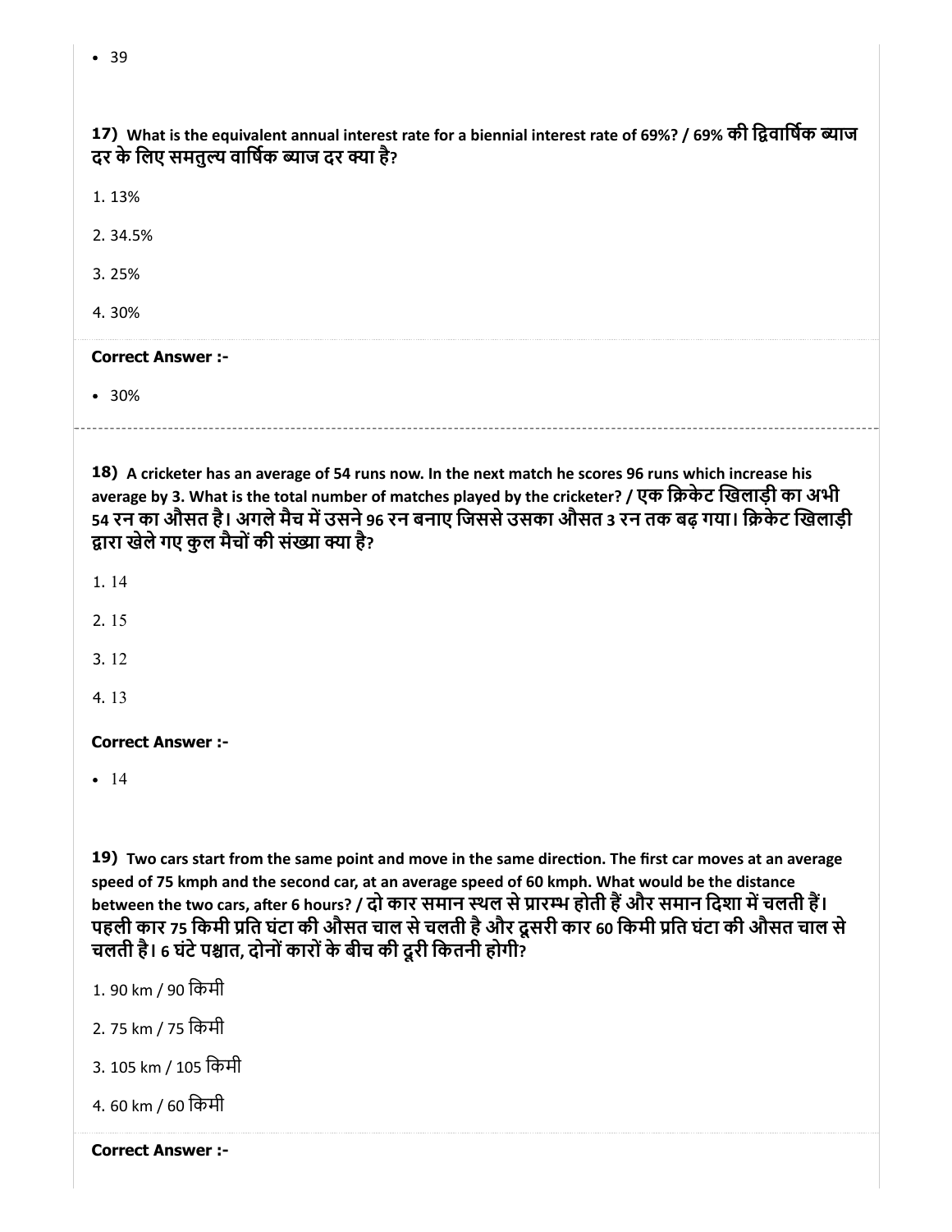- 39

**17)** **What is the equivalent annual interest rate for a biennial interest rate of 69%? / 69% की द्विवार्षिक ब्याज दर के लिए समतुल्य वार्षिक ब्याज दर क्या है?**

1. 13%
2. 34.5%
3. 25%
4. 30%

**Correct Answer :-**

- 30%

---

**18)** **A cricketer has an average of 54 runs now. In the next match he scores 96 runs which increase his average by 3. What is the total number of matches played by the cricketer? / एक क्रिकेट खिलाड़ी का अभी 54 रन का औसत है। अगले मैच में उसने 96 रन बनाए जिससे उसका औसत 3 रन तक बढ़ गया। क्रिकेट खिलाड़ी द्वारा खेले गए कुल मैचों की संख्या क्या है?**

1. 14
2. 15
3. 12
4. 13

**Correct Answer :-**

- 14

**19)** **Two cars start from the same point and move in the same direction. The first car moves at an average speed of 75 kmph and the second car, at an average speed of 60 kmph. What would be the distance between the two cars, after 6 hours? / दो कार समान स्थल से प्रारम्भ होती हैं और समान दिशा में चलती हैं। पहली कार 75 किमी प्रति घंटा की औसत चाल से चलती है और दूसरी कार 60 किमी प्रति घंटा की औसत चाल से चलती है। 6 घंटे पश्चात, दोनों कारों के बीच की दूरी कितनी होगी?**

1. 90 km / 90 किमी
2. 75 km / 75 किमी
3. 105 km / 105 किमी
4. 60 km / 60 किमी

**Correct Answer :-**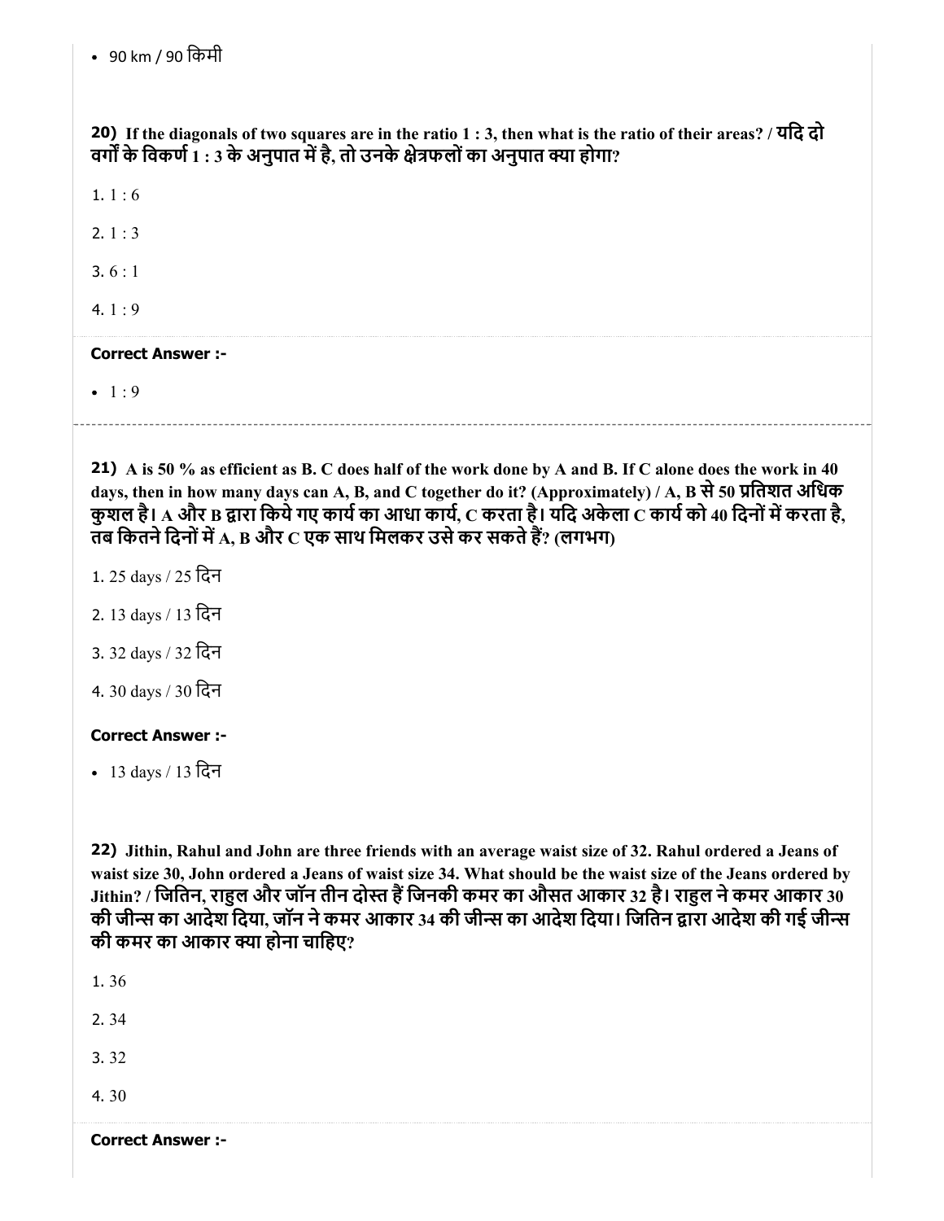- 90 km / 90 किमी

**20)** **If the diagonals of two squares are in the ratio 1 : 3, then what is the ratio of their areas? / यदि दो वर्गों के विकर्ण 1 : 3 के अनुपात में है, तो उनके क्षेत्रफलों का अनुपात क्या होगा?**

1. 1 : 6

2. 1 : 3

3. 6 : 1

4. 1 : 9

**Correct Answer :-**

- 1 : 9

---

**21)** **A is 50 % as efficient as B. C does half of the work done by A and B. If C alone does the work in 40 days, then in how many days can A, B, and C together do it? (Approximately) / A, B से 50 प्रतिशत अधिक कुशल है। A और B द्वारा किये गए कार्य का आधा कार्य, C करता है। यदि अकेला C कार्य को 40 दिनों में करता है, तब कितने दिनों में A, B और C एक साथ मिलकर उसे कर सकते हैं? (लगभग)**

1. 25 days / 25 दिन

2. 13 days / 13 दिन

3. 32 days / 32 दिन

4. 30 days / 30 दिन

**Correct Answer :-**

- 13 days / 13 दिन

**22)** **Jithin, Rahul and John are three friends with an average waist size of 32. Rahul ordered a Jeans of waist size 30, John ordered a Jeans of waist size 34. What should be the waist size of the Jeans ordered by Jithin? / जितिन, राहुल और जॉन तीन दोस्त हैं जिनकी कमर का औसत आकार 32 है। राहुल ने कमर आकार 30 की जीन्स का आदेश दिया, जॉन ने कमर आकार 34 की जीन्स का आदेश दिया। जितिन द्वारा आदेश की गई जीन्स की कमर का आकार क्या होना चाहिए?**

1. 36

2. 34

3. 32

4. 30

**Correct Answer :-**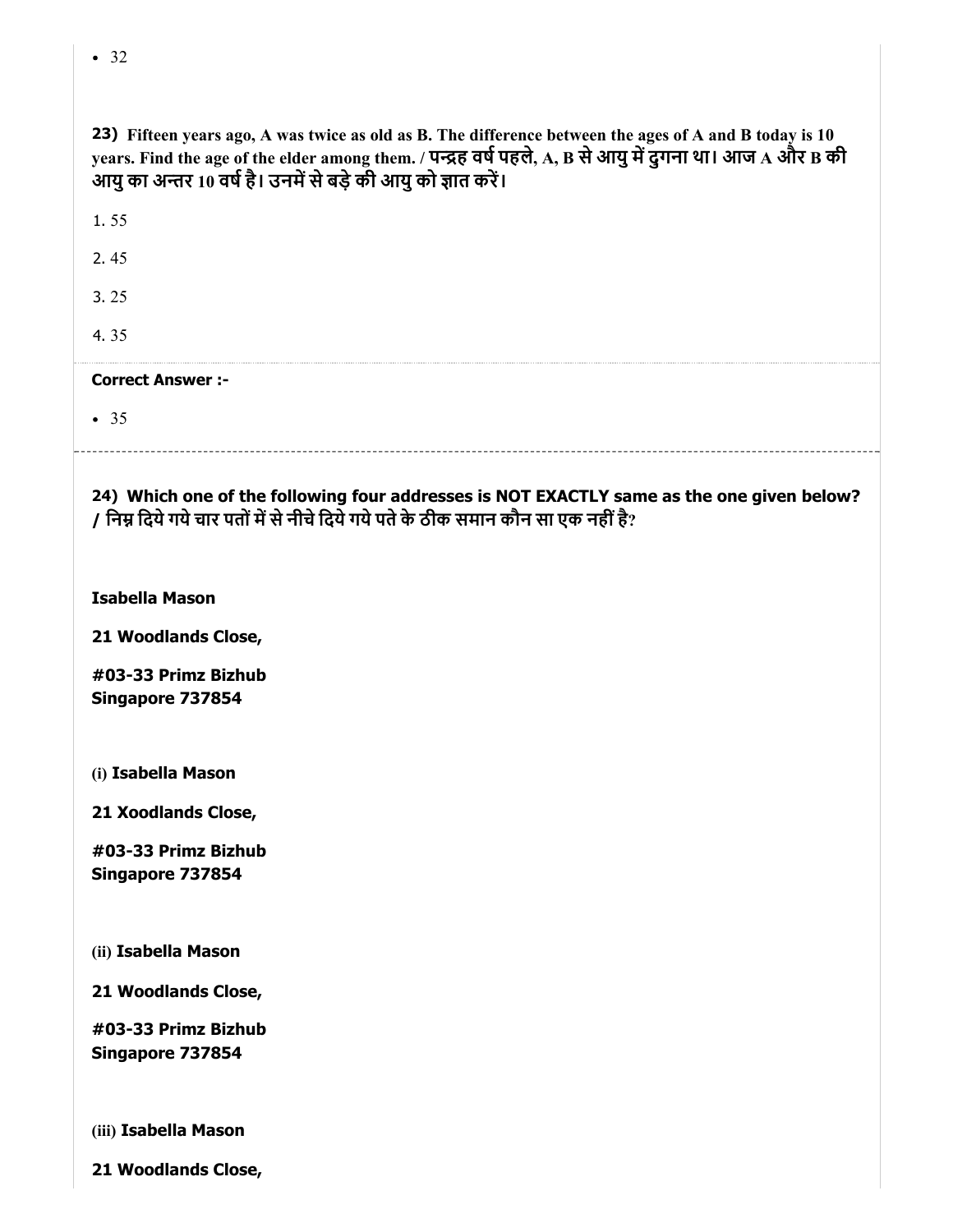- 32

**23)** **Fifteen years ago, A was twice as old as B. The difference between the ages of A and B today is 10 years. Find the age of the elder among them. / पन्द्रह वर्ष पहले, A, B से आयु में दुगना था। आज A और B की आयु का अन्तर 10 वर्ष है। उनमें से बड़े की आयु को ज्ञात करें।**

1. 55
2. 45
3. 25
4. 35

**Correct Answer :-**

- 35

---

**24) Which one of the following four addresses is NOT EXACTLY same as the one given below? / निम्न दिये गये चार पतों में से नीचे दिये गये पते के ठीक समान कौन सा एक नहीं है?**

**Isabella Mason**

**21 Woodlands Close,**

**#03-33 Primz Bizhub**
**Singapore 737854**

(i) **Isabella Mason**

**21 Xoodlands Close,**

**#03-33 Primz Bizhub**
**Singapore 737854**

(ii) **Isabella Mason**

**21 Woodlands Close,**

**#03-33 Primz Bizhub**
**Singapore 737854**

(iii) **Isabella Mason**

**21 Woodlands Close,**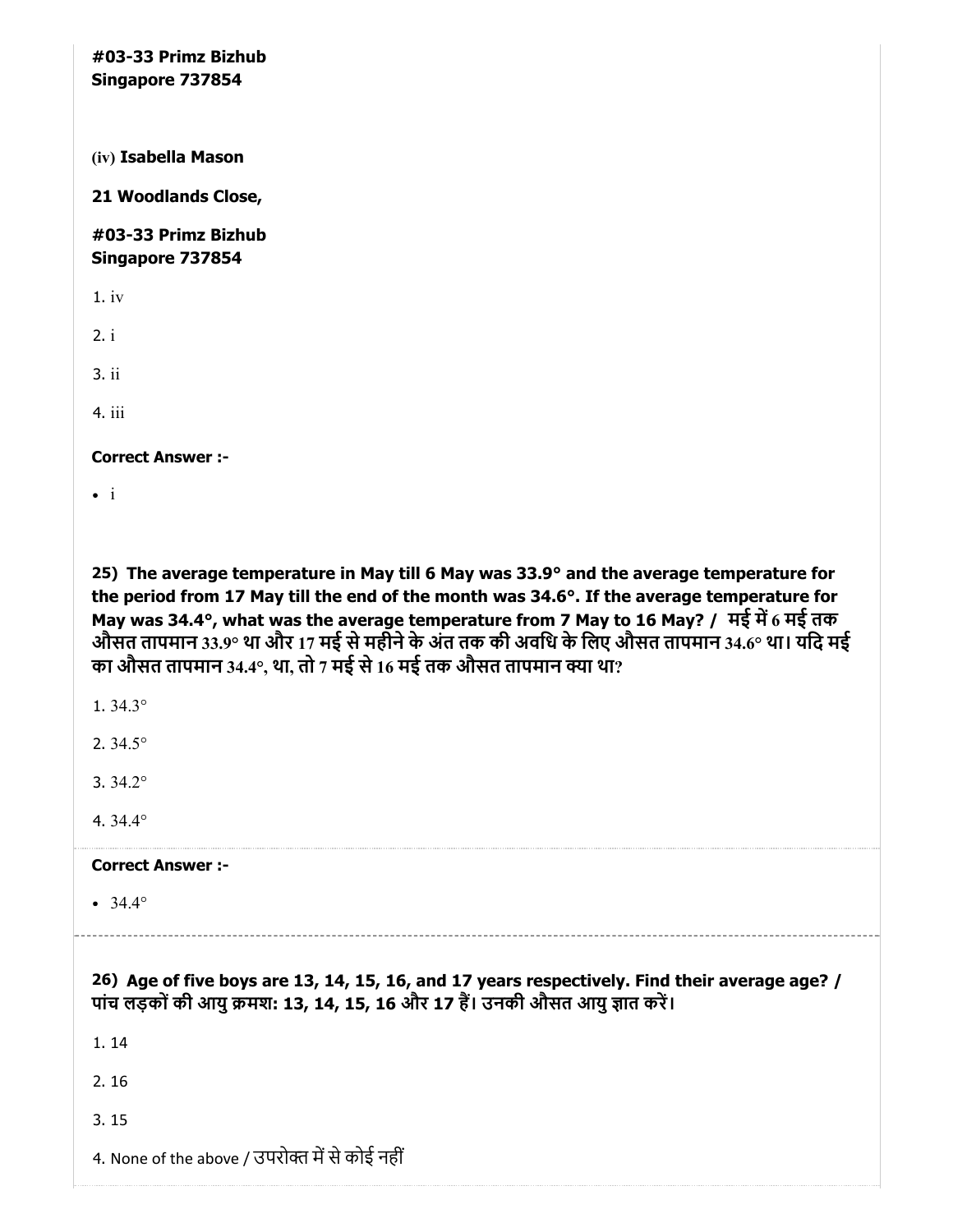**#03-33 Primz Bizhub**
**Singapore 737854**

(iv) **Isabella Mason**

**21 Woodlands Close,**

**#03-33 Primz Bizhub**
**Singapore 737854**

1. iv

2. i

3. ii

4. iii

**Correct Answer :-**

- i

**25) The average temperature in May till 6 May was 33.9° and the average temperature for the period from 17 May till the end of the month was 34.6°. If the average temperature for May was 34.4°, what was the average temperature from 7 May to 16 May? / मई में 6 मई तक औसत तापमान 33.9° था और 17 मई से महीने के अंत तक की अवधि के लिए औसत तापमान 34.6° था। यदि मई का औसत तापमान 34.4°, था, तो 7 मई से 16 मई तक औसत तापमान क्या था?**

1. 34.3°

2. 34.5°

3. 34.2°

4. 34.4°

**Correct Answer :-**

- 34.4°

**26) Age of five boys are 13, 14, 15, 16, and 17 years respectively. Find their average age? / पांच लड़कों की आयु क्रमश: 13, 14, 15, 16 और 17 हैं। उनकी औसत आयु ज्ञात करें।**

1. 14

2. 16

3. 15

4. None of the above / उपरोक्त में से कोई नहीं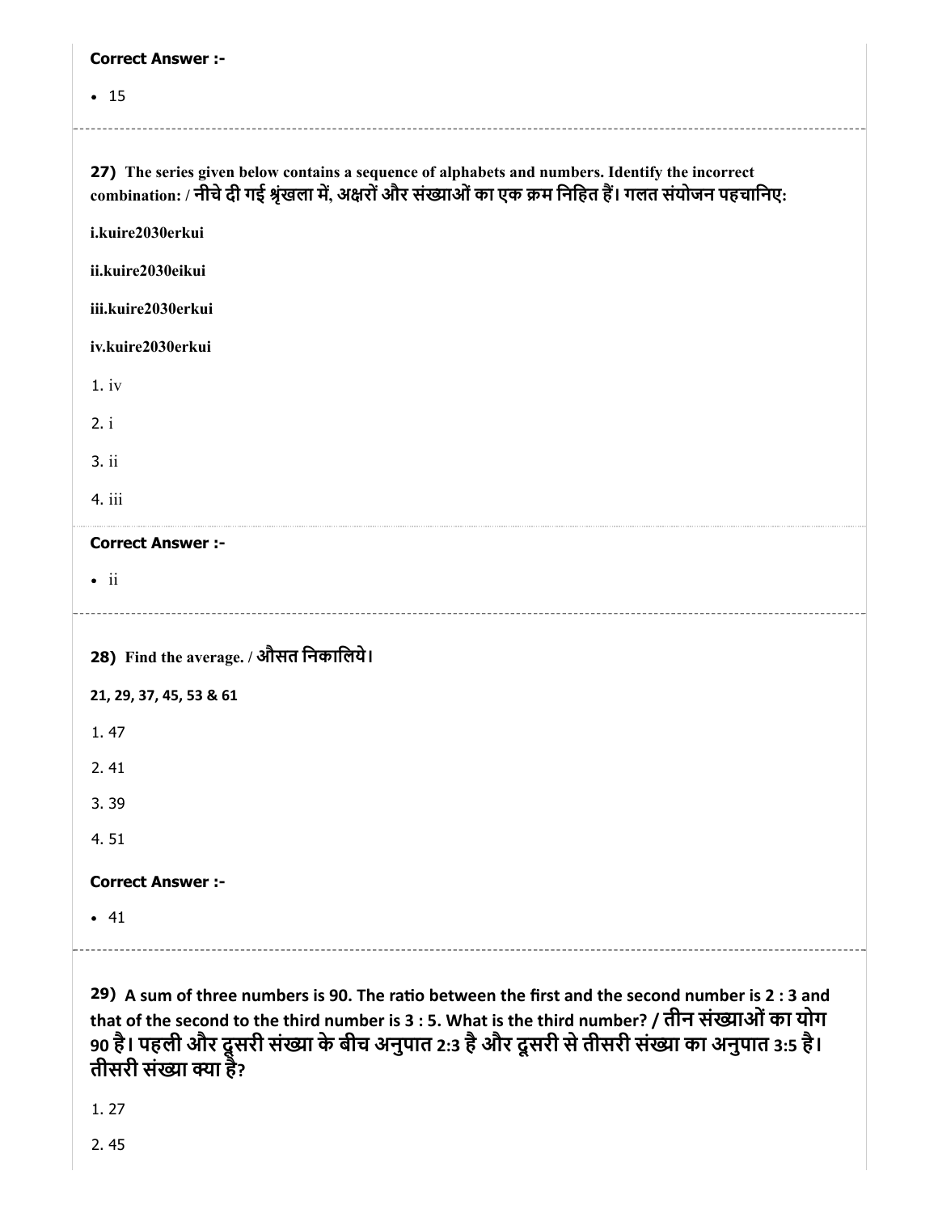**Correct Answer :-**

- 15

---

**27)** The series given below contains a sequence of alphabets and numbers. Identify the incorrect combination: / नीचे दी गई श्रृंखला में, अक्षरों और संख्याओं का एक क्रम निहित हैं। गलत संयोजन पहचानिए:

i.kuire2030erkui

ii.kuire2030eikui

iii.kuire2030erkui

iv.kuire2030erkui

1. iv
2. i
3. ii
4. iii

**Correct Answer :-**

- ii

---

**28)** Find the average. / औसत निकालिये।

**21, 29, 37, 45, 53 & 61**

1. 47
2. 41
3. 39
4. 51

**Correct Answer :-**

- 41

---

**29)** A sum of three numbers is 90. The ratio between the first and the second number is 2 : 3 and that of the second to the third number is 3 : 5. What is the third number? / तीन संख्याओं का योग 90 है। पहली और दूसरी संख्या के बीच अनुपात 2:3 है और दूसरी से तीसरी संख्या का अनुपात 3:5 है। तीसरी संख्या क्या है?

1. 27
2. 45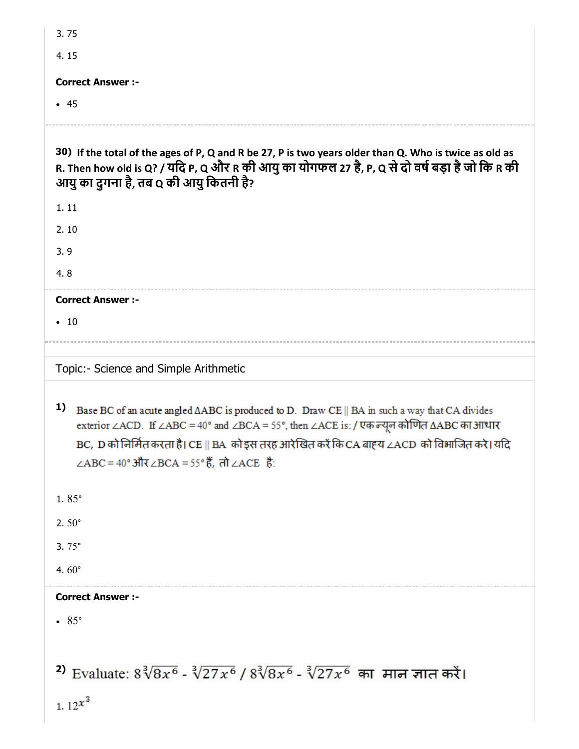3. 75

4. 15

**Correct Answer :-**

- 45

30) **If the total of the ages of P, Q and R be 27, P is two years older than Q. Who is twice as old as R. Then how old is Q? / यदि P, Q और R की आयु का योगफल 27 है, P, Q से दो वर्ष बड़ा है जो कि R की आयु का दुगना है, तब Q की आयु कितनी है?**

1. 11

2. 10

3. 9

4. 8

**Correct Answer :-**

- 10

Topic:- Science and Simple Arithmetic

1) Base BC of an acute angled $\Delta ABC$ is produced to D. Draw CE || BA in such a way that CA divides exterior $\angle ACD$. If $\angle ABC = 40°$ and $\angle BCA = 55°$, then $\angle ACE$ is: / एक न्यून कोणित $\Delta ABC$ का आधार BC, D को निर्मित करता है। CE || BA को इस तरह आरेखित करें कि CA बाह्य $\angle ACD$ को विभाजित करे। यदि $\angle ABC = 40°$ और $\angle BCA = 55°$ हैं, तो $\angle ACE$ है:

1. 85°

2. 50°

3. 75°

4. 60°

**Correct Answer :-**

- 85°

2) Evaluate: $8\sqrt[3]{8x^6}$ - $\sqrt[3]{27x^6}$ / $8\sqrt[3]{8x^6}$ - $\sqrt[3]{27x^6}$ का मान ज्ञात करें।

1. $12^{x^3}$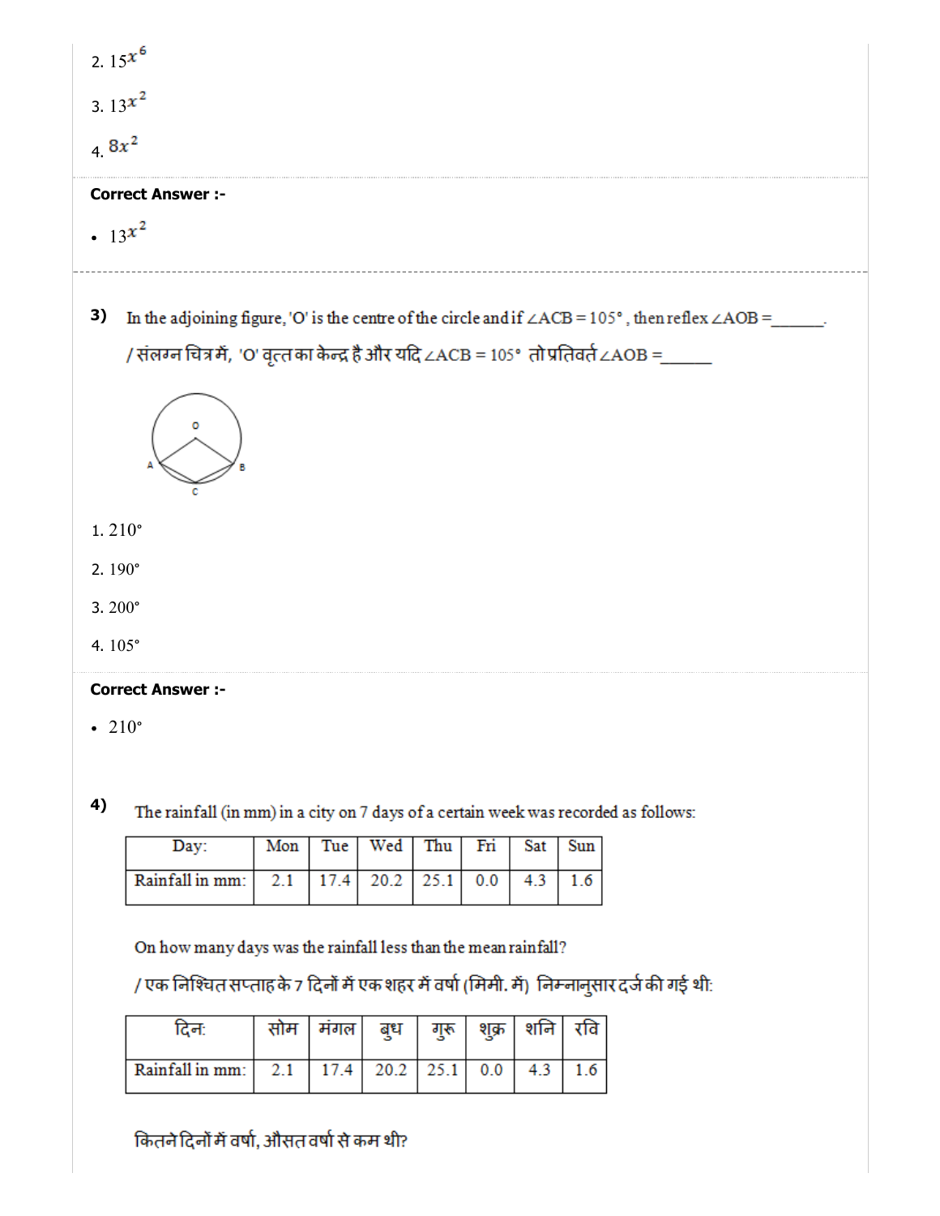2. $15^{x^6}$

3. $13^{x^2}$

4. $8x^2$

**Correct Answer :-**

- $13^{x^2}$

---

**3)** In the adjoining figure, 'O' is the centre of the circle and if ∠ACB = 105°, then reflex ∠AOB =______.

/ संलग्न चित्र में, 'O' वृत्त का केन्द्र है और यदि ∠ACB = 105° तो प्रतिवर्त ∠AOB =______

1. 210°

2. 190°

3. 200°

4. 105°

**Correct Answer :-**

- 210°

**4)** The rainfall (in mm) in a city on 7 days of a certain week was recorded as follows:

| Day: | Mon | Tue | Wed | Thu | Fri | Sat | Sun |
|---|---|---|---|---|---|---|---|
| Rainfall in mm: | 2.1 | 17.4 | 20.2 | 25.1 | 0.0 | 4.3 | 1.6 |

On how many days was the rainfall less than the mean rainfall?

/ एक निश्चित सप्ताह के 7 दिनों में एक शहर में वर्षा (मिमी. में) निम्नानुसार दर्ज की गई थी:

| दिन: | सोम | मंगल | बुध | गुरू | शुक्र | शनि | रवि |
|---|---|---|---|---|---|---|---|
| Rainfall in mm: | 2.1 | 17.4 | 20.2 | 25.1 | 0.0 | 4.3 | 1.6 |

कितने दिनों में वर्षा, औसत वर्षा से कम थी?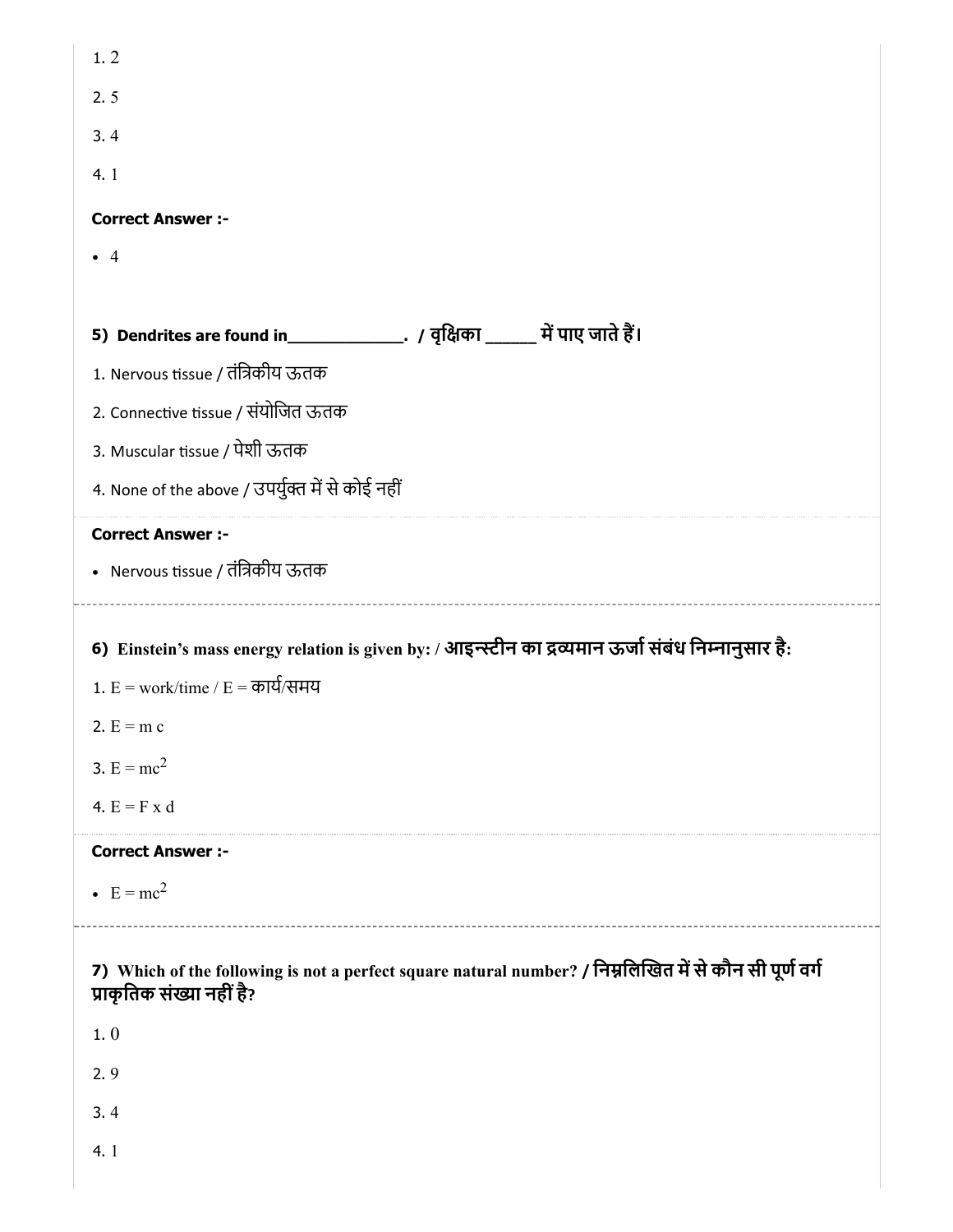1. 2

2. 5

3. 4

4. 1

**Correct Answer :-**

- 4

**5) Dendrites are found in_____________. / वृक्षिका ______ में पाए जाते हैं।**

1. Nervous tissue / तंत्रिकीय ऊतक

2. Connective tissue / संयोजित ऊतक

3. Muscular tissue / पेशी ऊतक

4. None of the above / उपर्युक्त में से कोई नहीं

**Correct Answer :-**

- Nervous tissue / तंत्रिकीय ऊतक

**6) Einstein's mass energy relation is given by: / आइन्स्टीन का द्रव्यमान ऊर्जा संबंध निम्नानुसार है:**

1. E = work/time / E = कार्य/समय

2. $E = m c$

3. $E = mc^2$

4. $E = F \times d$

**Correct Answer :-**

- $E = mc^2$

**7) Which of the following is not a perfect square natural number? / निम्नलिखित में से कौन सी पूर्ण वर्ग प्राकृतिक संख्या नहीं है?**

1. 0

2. 9

3. 4

4. 1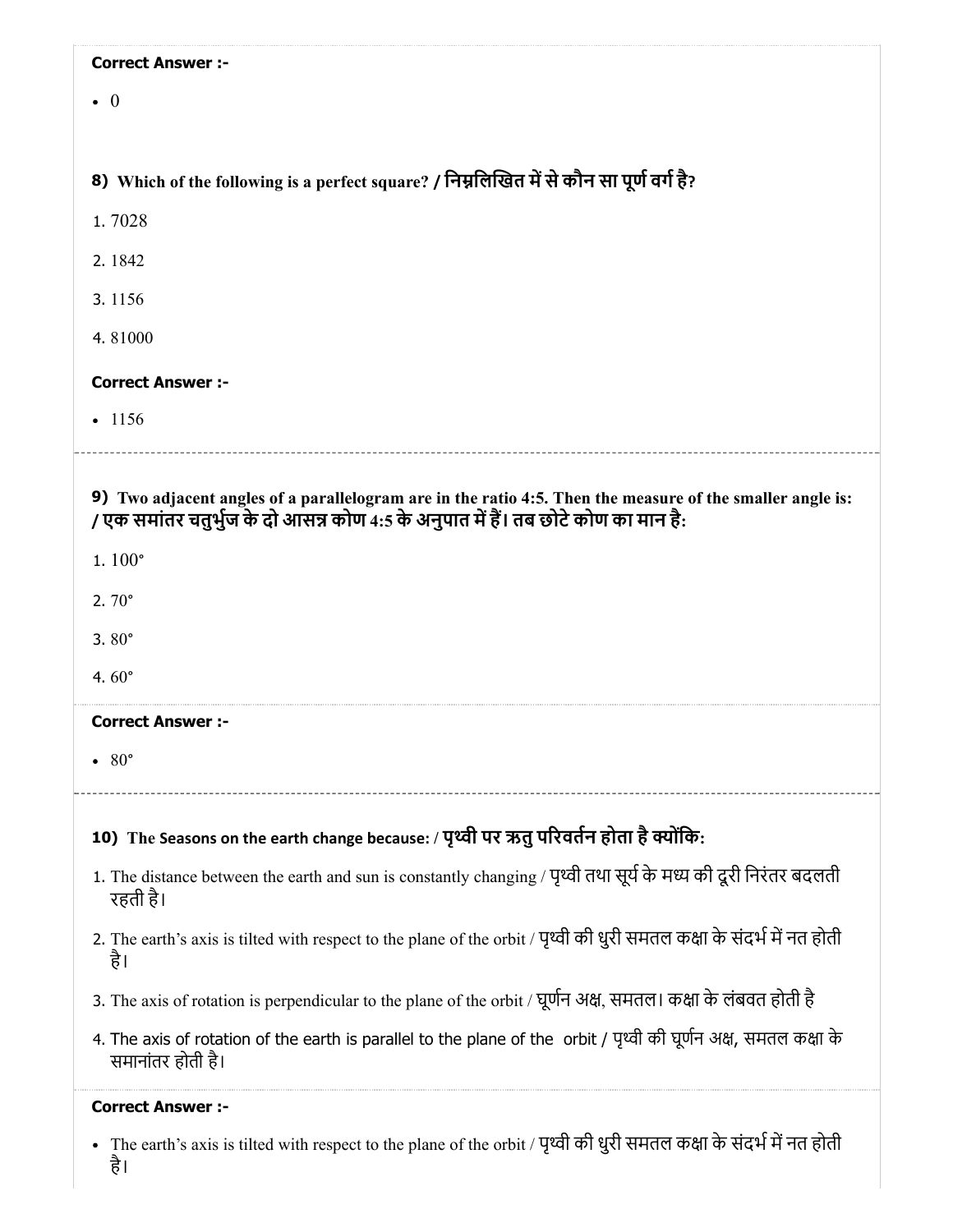**Correct Answer :-**

- 0

**8) Which of the following is a perfect square? / निम्नलिखित में से कौन सा पूर्ण वर्ग है?**

1. 7028
2. 1842
3. 1156
4. 81000

**Correct Answer :-**

- 1156

---

**9) Two adjacent angles of a parallelogram are in the ratio 4:5. Then the measure of the smaller angle is: / एक समांतर चतुर्भुज के दो आसन्न कोण 4:5 के अनुपात में हैं। तब छोटे कोण का मान है:**

1. 100°
2. 70°
3. 80°
4. 60°

**Correct Answer :-**

- 80°

---

**10) The Seasons on the earth change because: / पृथ्वी पर ऋतु परिवर्तन होता है क्योंकि:**

1. The distance between the earth and sun is constantly changing / पृथ्वी तथा सूर्य के मध्य की दूरी निरंतर बदलती रहती है।
2. The earth's axis is tilted with respect to the plane of the orbit / पृथ्वी की धुरी समतल कक्षा के संदर्भ में नत होती है।
3. The axis of rotation is perpendicular to the plane of the orbit / घूर्णन अक्ष, समतल। कक्षा के लंबवत होती है
4. The axis of rotation of the earth is parallel to the plane of the orbit / पृथ्वी की घूर्णन अक्ष, समतल कक्षा के समानांतर होती है।

**Correct Answer :-**

- The earth's axis is tilted with respect to the plane of the orbit / पृथ्वी की धुरी समतल कक्षा के संदर्भ में नत होती है।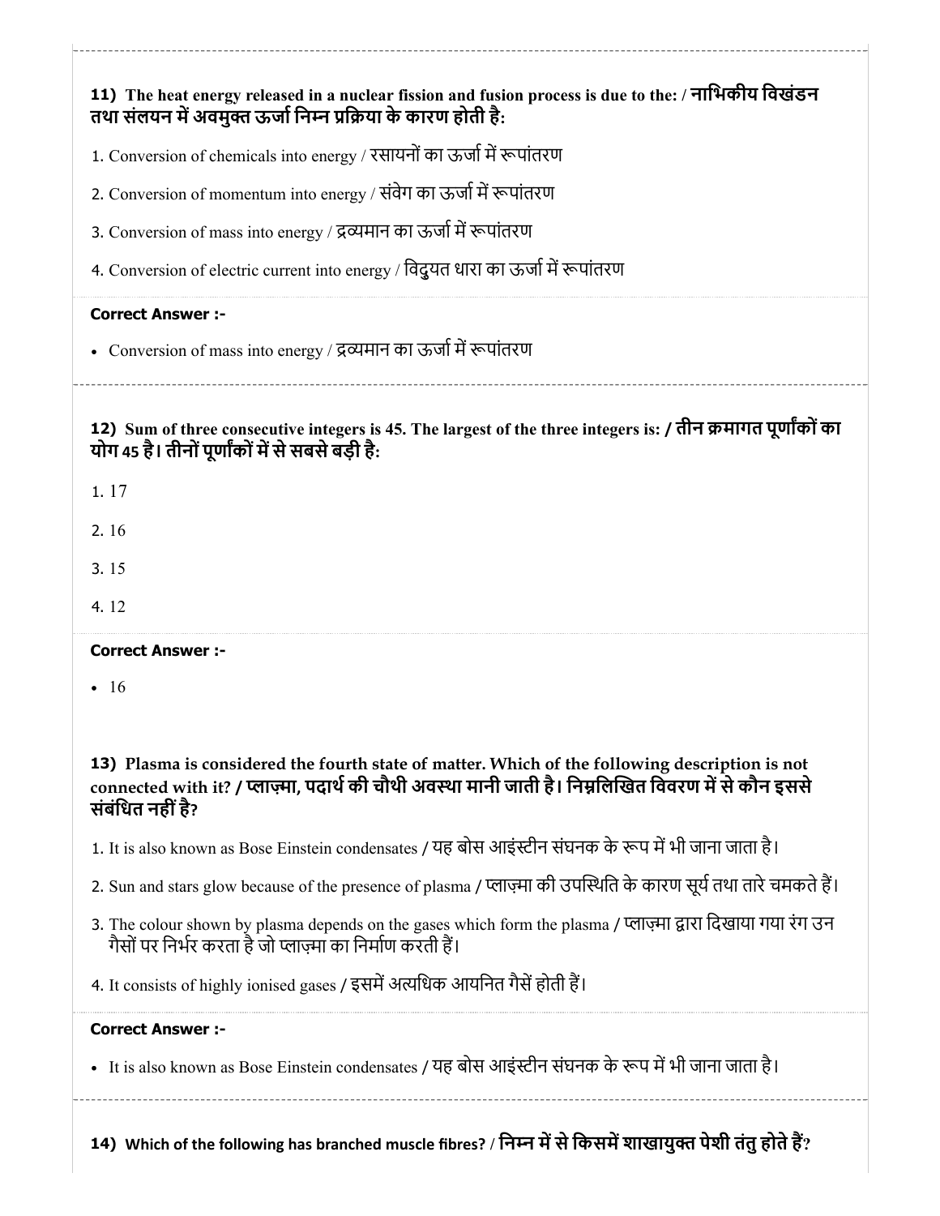**11) The heat energy released in a nuclear fission and fusion process is due to the: / नाभिकीय विखंडन तथा संलयन में अवमुक्त ऊर्जा निम्न प्रक्रिया के कारण होती है:**

1. Conversion of chemicals into energy / रसायनों का ऊर्जा में रूपांतरण
2. Conversion of momentum into energy / संवेग का ऊर्जा में रूपांतरण
3. Conversion of mass into energy / द्रव्यमान का ऊर्जा में रूपांतरण
4. Conversion of electric current into energy / विद्युत धारा का ऊर्जा में रूपांतरण

**Correct Answer :-**

- Conversion of mass into energy / द्रव्यमान का ऊर्जा में रूपांतरण

**12) Sum of three consecutive integers is 45. The largest of the three integers is: / तीन क्रमागत पूर्णांकों का योग 45 है। तीनों पूर्णांकों में से सबसे बड़ी है:**

1. 17
2. 16
3. 15
4. 12

**Correct Answer :-**

- 16

**13) Plasma is considered the fourth state of matter. Which of the following description is not connected with it? / प्लाज़्मा, पदार्थ की चौथी अवस्था मानी जाती है। निम्नलिखित विवरण में से कौन इससे संबंधित नहीं है?**

1. It is also known as Bose Einstein condensates / यह बोस आइंस्टीन संघनक के रूप में भी जाना जाता है।
2. Sun and stars glow because of the presence of plasma / प्लाज़्मा की उपस्थिति के कारण सूर्य तथा तारे चमकते हैं।
3. The colour shown by plasma depends on the gases which form the plasma / प्लाज़्मा द्वारा दिखाया गया रंग उन गैसों पर निर्भर करता है जो प्लाज़्मा का निर्माण करती हैं।
4. It consists of highly ionised gases / इसमें अत्यधिक आयनित गैसें होती हैं।

**Correct Answer :-**

- It is also known as Bose Einstein condensates / यह बोस आइंस्टीन संघनक के रूप में भी जाना जाता है।

**14) Which of the following has branched muscle fibres? / निम्न में से किसमें शाखायुक्त पेशी तंतु होते हैं?**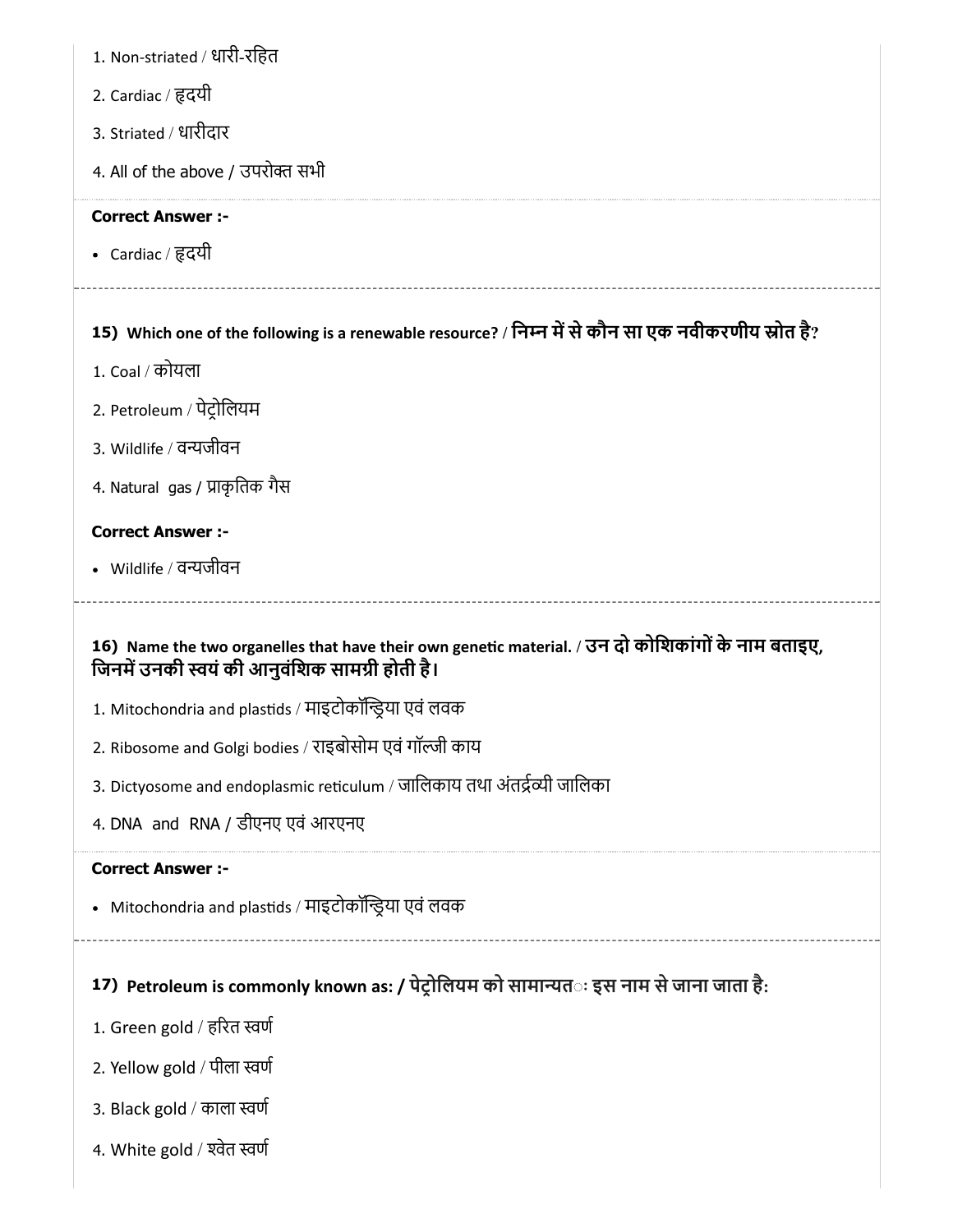1. Non-striated / धारी-रहित

2. Cardiac / हृदयी

3. Striated / धारीदार

4. All of the above / उपरोक्त सभी

**Correct Answer :-**

- Cardiac / हृदयी

---

**15) Which one of the following is a renewable resource? / निम्न में से कौन सा एक नवीकरणीय स्रोत है?**

1. Coal / कोयला

2. Petroleum / पेट्रोलियम

3. Wildlife / वन्यजीवन

4. Natural gas / प्राकृतिक गैस

**Correct Answer :-**

- Wildlife / वन्यजीवन

---

**16) Name the two organelles that have their own genetic material. / उन दो कोशिकांगों के नाम बताइए, जिनमें उनकी स्वयं की आनुवंशिक सामग्री होती है।**

1. Mitochondria and plastids / माइटोकॉन्ड्रिया एवं लवक

2. Ribosome and Golgi bodies / राइबोसोम एवं गॉल्जी काय

3. Dictyosome and endoplasmic reticulum / जालिकाय तथा अंतर्द्रव्यी जालिका

4. DNA and RNA / डीएनए एवं आरएनए

**Correct Answer :-**

- Mitochondria and plastids / माइटोकॉन्ड्रिया एवं लवक

---

**17) Petroleum is commonly known as: / पेट्रोलियम को सामान्यतः इस नाम से जाना जाता है:**

1. Green gold / हरित स्वर्ण

2. Yellow gold / पीला स्वर्ण

3. Black gold / काला स्वर्ण

4. White gold / श्वेत स्वर्ण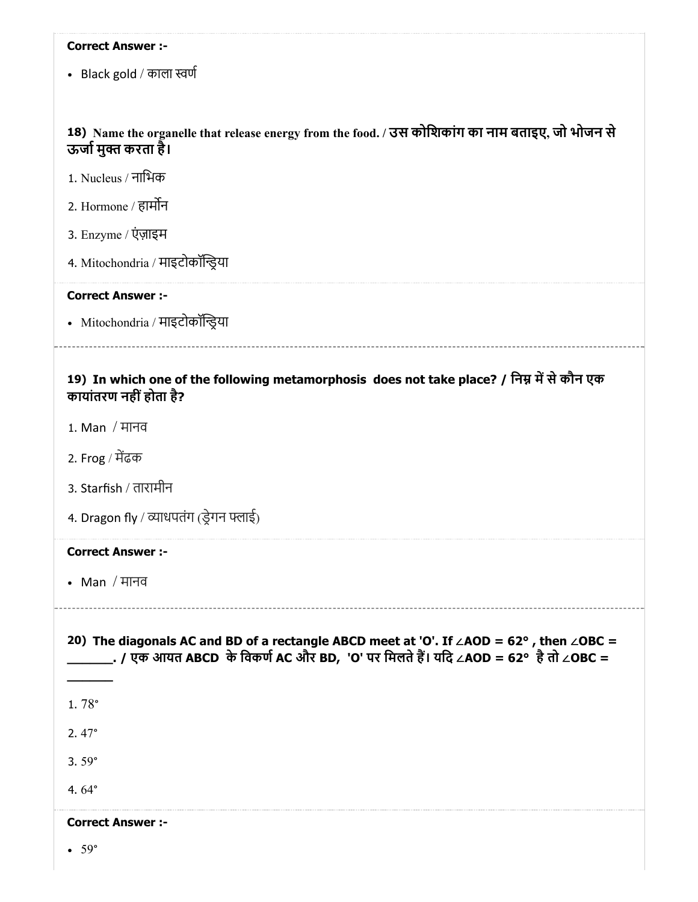**Correct Answer :-**

- Black gold / काला स्वर्ण

**18) Name the organelle that release energy from the food. / उस कोशिकांग का नाम बताइए, जो भोजन से ऊर्जा मुक्त करता है।**

1. Nucleus / नाभिक
2. Hormone / हार्मोन
3. Enzyme / एंज़ाइम
4. Mitochondria / माइटोकॉन्ड्रिया

**Correct Answer :-**

- Mitochondria / माइटोकॉन्ड्रिया

---

**19) In which one of the following metamorphosis does not take place? / निम्न में से कौन एक कायांतरण नहीं होता है?**

1. Man / मानव
2. Frog / मेंढक
3. Starfish / तारामीन
4. Dragon fly / व्याधपतंग (ड्रेगन फ्लाई)

**Correct Answer :-**

- Man / मानव

---

**20) The diagonals AC and BD of a rectangle ABCD meet at 'O'. If ∠AOD = 62° , then ∠OBC = _______. / एक आयत ABCD के विकर्ण AC और BD, 'O' पर मिलते हैं। यदि ∠AOD = 62° है तो ∠OBC = _______**

1. 78°
2. 47°
3. 59°
4. 64°

**Correct Answer :-**

- 59°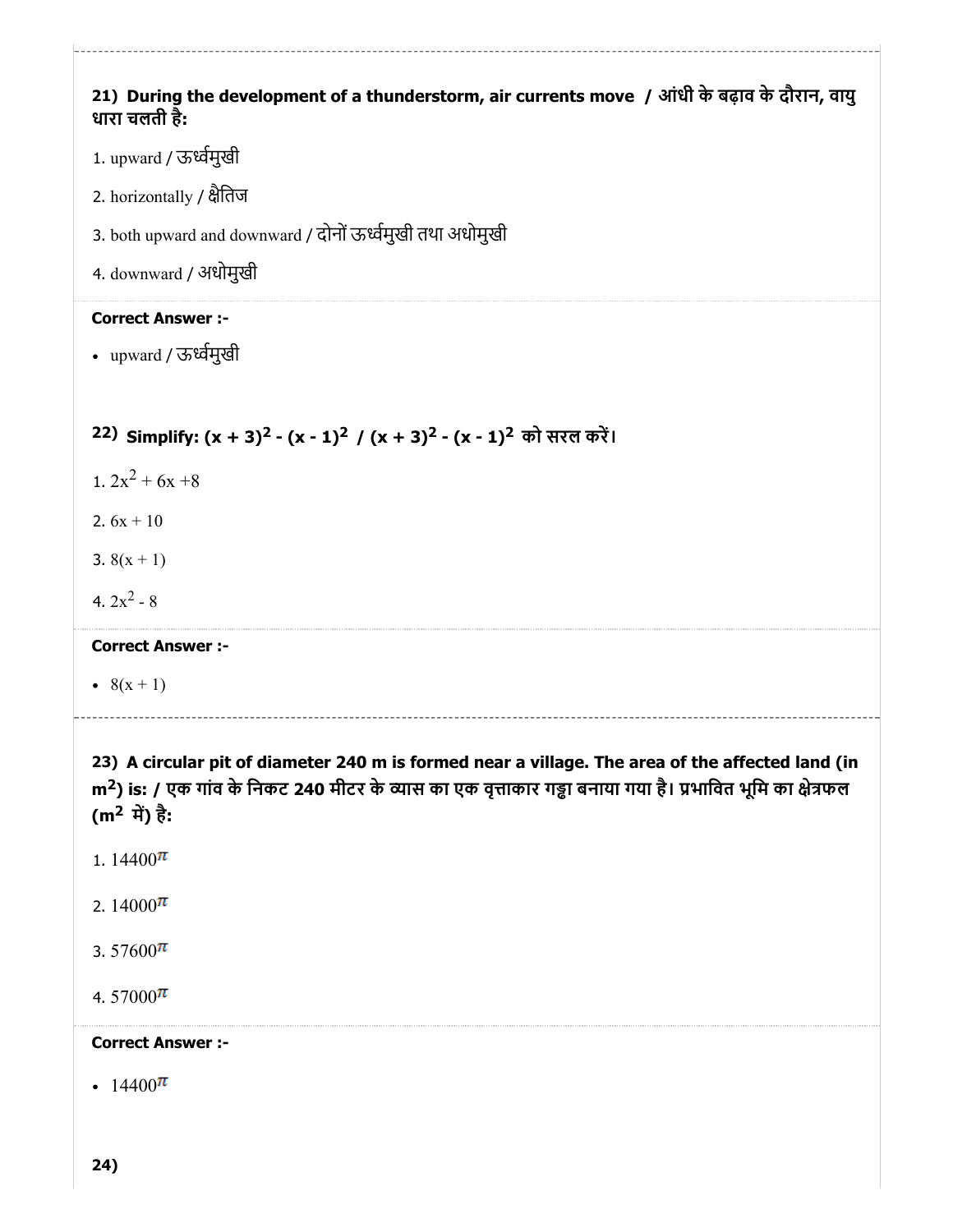**21) During the development of a thunderstorm, air currents move / आंधी के बढ़ाव के दौरान, वायु धारा चलती है:**

1. upward / ऊर्ध्वमुखी
2. horizontally / क्षैतिज
3. both upward and downward / दोनों ऊर्ध्वमुखी तथा अधोमुखी
4. downward / अधोमुखी

**Correct Answer :-**

- upward / ऊर्ध्वमुखी

**22) Simplify: $(x + 3)^2 - (x - 1)^2$ / $(x + 3)^2 - (x - 1)^2$ को सरल करें।**

1. $2x^2 + 6x + 8$
2. $6x + 10$
3. $8(x + 1)$
4. $2x^2 - 8$

**Correct Answer :-**

- $8(x + 1)$

**23) A circular pit of diameter 240 m is formed near a village. The area of the affected land (in $m^2$) is: / एक गांव के निकट 240 मीटर के व्यास का एक वृत्ताकार गड्ढा बनाया गया है। प्रभावित भूमि का क्षेत्रफल ($m^2$ में) है:**

1. $14400\pi$
2. $14000\pi$
3. $57600\pi$
4. $57000\pi$

**Correct Answer :-**

- $14400\pi$

**24)**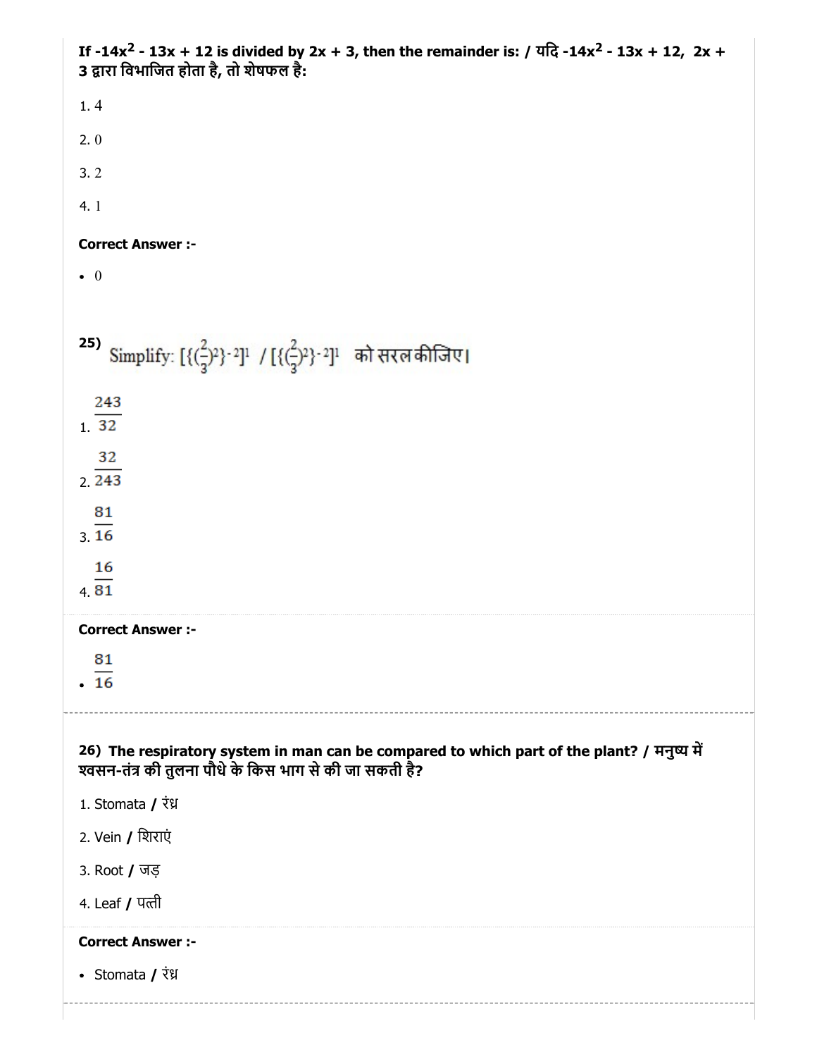If $-14x^2 - 13x + 12$ is divided by $2x + 3$, then the remainder is: / यदि $-14x^2 - 13x + 12$, $2x + 3$ द्वारा विभाजित होता है, तो शेषफल है:

1. 4
2. 0
3. 2
4. 1

**Correct Answer :-**

- 0

25) Simplify: $[\{(\frac{2}{3})^2\}^{-2}]^1$ / $[\{(\frac{2}{3})^2\}^{-2}]^1$ को सरल कीजिए।

1. $\frac{243}{32}$
2. $\frac{32}{243}$
3. $\frac{81}{16}$
4. $\frac{16}{81}$

**Correct Answer :-**

- $\frac{81}{16}$

26) **The respiratory system in man can be compared to which part of the plant? / मनुष्य में श्वसन-तंत्र की तुलना पौधे के किस भाग से की जा सकती है?**

1. Stomata / रंध्र
2. Vein / शिराएं
3. Root / जड़
4. Leaf / पत्ती

**Correct Answer :-**

- Stomata / रंध्र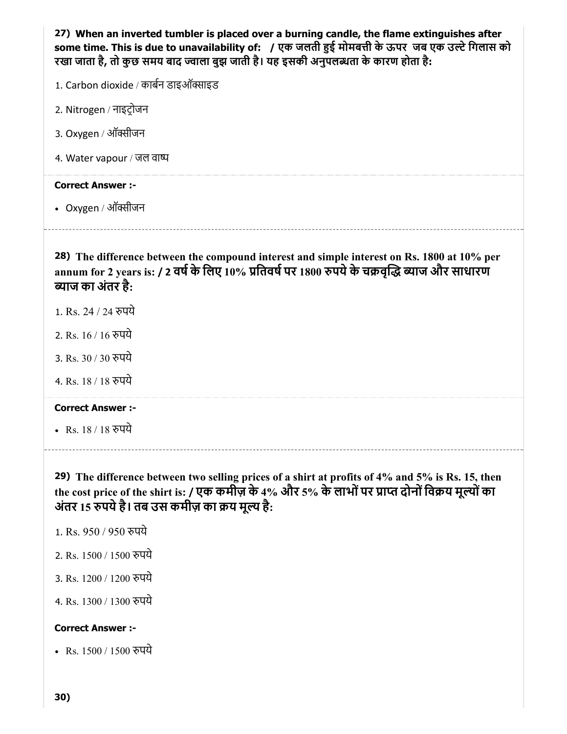**27) When an inverted tumbler is placed over a burning candle, the flame extinguishes after some time. This is due to unavailability of: / एक जलती हुई मोमबत्ती के ऊपर जब एक उल्टे गिलास को रखा जाता है, तो कुछ समय बाद ज्वाला बुझ जाती है। यह इसकी अनुपलब्धता के कारण होता है:**

1. Carbon dioxide / कार्बन डाइऑक्साइड
2. Nitrogen / नाइट्रोजन
3. Oxygen / ऑक्सीजन
4. Water vapour / जल वाष्प

**Correct Answer :-**

- Oxygen / ऑक्सीजन

---

**28) The difference between the compound interest and simple interest on Rs. 1800 at 10% per annum for 2 years is: / 2 वर्ष के लिए 10% प्रतिवर्ष पर 1800 रुपये के चक्रवृद्धि ब्याज और साधारण ब्याज का अंतर है:**

1. Rs. 24 / 24 रुपये
2. Rs. 16 / 16 रुपये
3. Rs. 30 / 30 रुपये
4. Rs. 18 / 18 रुपये

**Correct Answer :-**

- Rs. 18 / 18 रुपये

---

**29) The difference between two selling prices of a shirt at profits of 4% and 5% is Rs. 15, then the cost price of the shirt is: / एक कमीज़ के 4% और 5% के लाभों पर प्राप्त दोनों विक्रय मूल्यों का अंतर 15 रुपये है। तब उस कमीज़ का क्रय मूल्य है:**

1. Rs. 950 / 950 रुपये
2. Rs. 1500 / 1500 रुपये
3. Rs. 1200 / 1200 रुपये
4. Rs. 1300 / 1300 रुपये

**Correct Answer :-**

- Rs. 1500 / 1500 रुपये

**30)**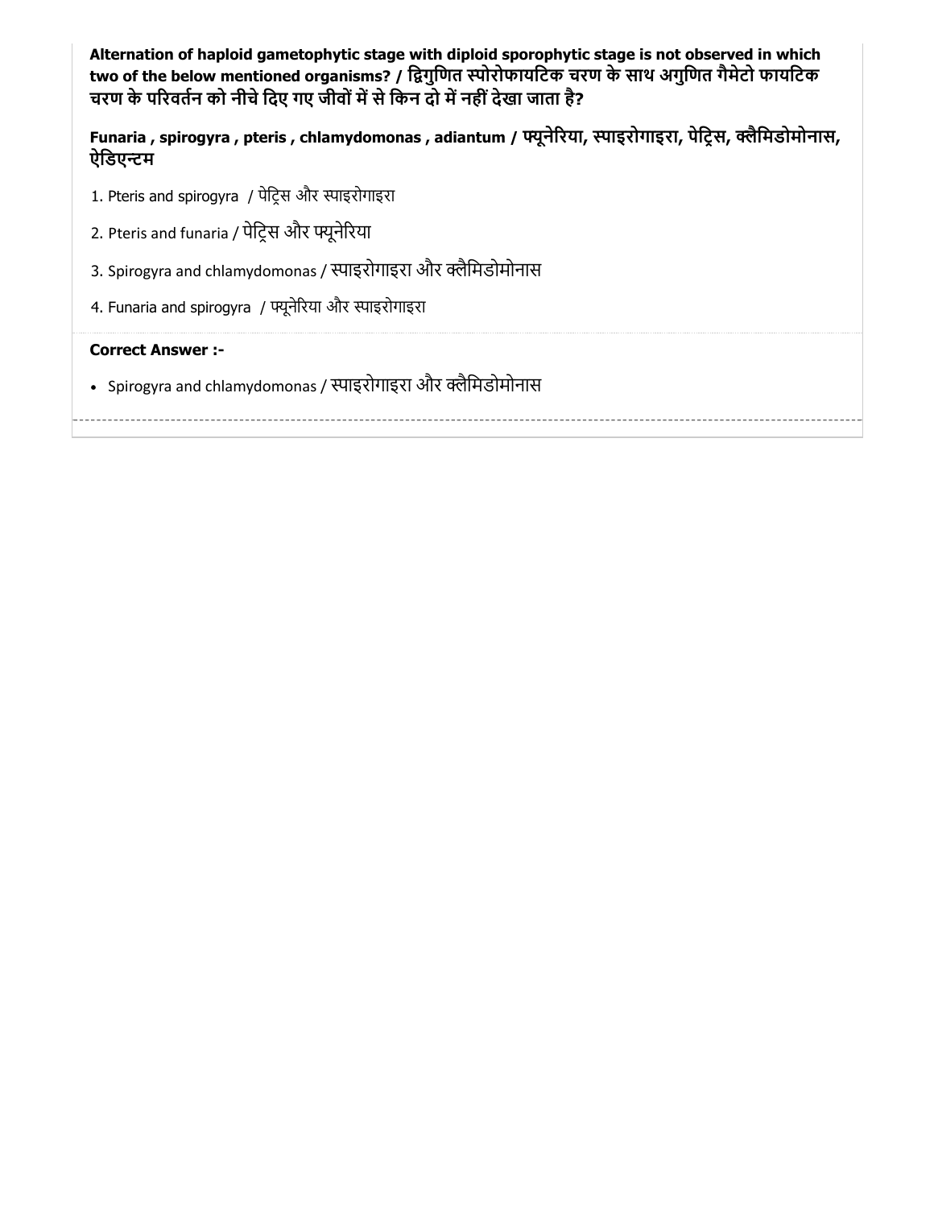**Alternation of haploid gametophytic stage with diploid sporophytic stage is not observed in which two of the below mentioned organisms? / द्विगुणित स्पोरोफायटिक चरण के साथ अगुणित गैमेटो फायटिक चरण के परिवर्तन को नीचे दिए गए जीवों में से किन दो में नहीं देखा जाता है?**

**Funaria , spirogyra , pteris , chlamydomonas , adiantum / फ्यूनेरिया, स्पाइरोगाइरा, पेट्रिस, क्लैमिडोमोनास, ऐडिएन्टम**

1. Pteris and spirogyra / पेट्रिस और स्पाइरोगाइरा
2. Pteris and funaria / पेट्रिस और फ्यूनेरिया
3. Spirogyra and chlamydomonas / स्पाइरोगाइरा और क्लैमिडोमोनास
4. Funaria and spirogyra / फ्यूनेरिया और स्पाइरोगाइरा

**Correct Answer :-**

- Spirogyra and chlamydomonas / स्पाइरोगाइरा और क्लैमिडोमोनास